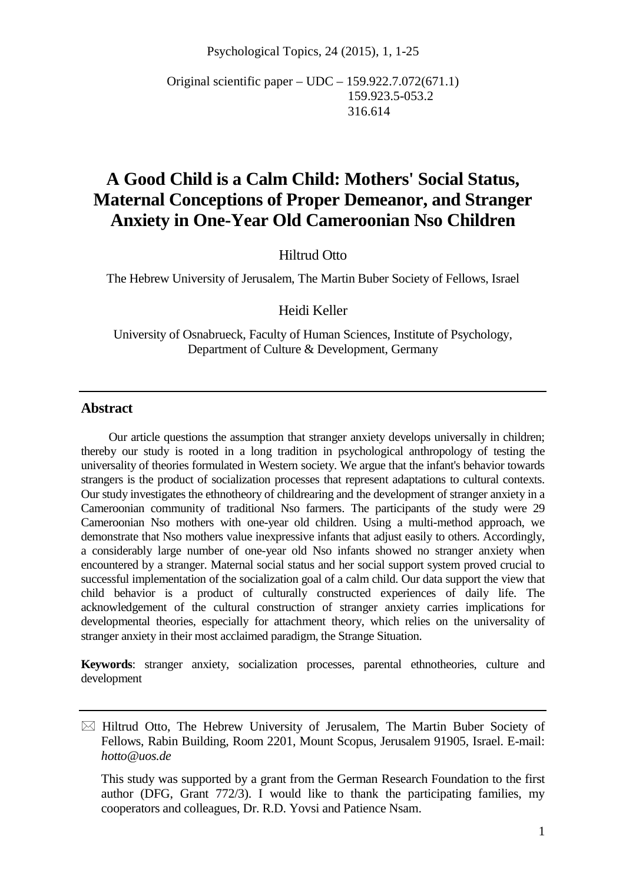Original scientific paper – UDC – 159.922.7.072(671.1)
159.923.5-053.2
316.614

# A Good Child is a Calm Child: Mothers' Social Status, Maternal Conceptions of Proper Demeanor, and Stranger Anxiety in One-Year Old Cameroonian Nso Children

Hiltrud Otto

The Hebrew University of Jerusalem, The Martin Buber Society of Fellows, Israel

Heidi Keller

University of Osnabrueck, Faculty of Human Sciences, Institute of Psychology, Department of Culture & Development, Germany

## Abstract

Our article questions the assumption that stranger anxiety develops universally in children; thereby our study is rooted in a long tradition in psychological anthropology of testing the universality of theories formulated in Western society. We argue that the infant's behavior towards strangers is the product of socialization processes that represent adaptations to cultural contexts. Our study investigates the ethnotheory of childrearing and the development of stranger anxiety in a Cameroonian community of traditional Nso farmers. The participants of the study were 29 Cameroonian Nso mothers with one-year old children. Using a multi-method approach, we demonstrate that Nso mothers value inexpressive infants that adjust easily to others. Accordingly, a considerably large number of one-year old Nso infants showed no stranger anxiety when encountered by a stranger. Maternal social status and her social support system proved crucial to successful implementation of the socialization goal of a calm child. Our data support the view that child behavior is a product of culturally constructed experiences of daily life. The acknowledgement of the cultural construction of stranger anxiety carries implications for developmental theories, especially for attachment theory, which relies on the universality of stranger anxiety in their most acclaimed paradigm, the Strange Situation.

**Keywords**: stranger anxiety, socialization processes, parental ethnotheories, culture and development

---

✉ Hiltrud Otto, The Hebrew University of Jerusalem, The Martin Buber Society of Fellows, Rabin Building, Room 2201, Mount Scopus, Jerusalem 91905, Israel. E-mail: *hotto@uos.de*

This study was supported by a grant from the German Research Foundation to the first author (DFG, Grant 772/3). I would like to thank the participating families, my cooperators and colleagues, Dr. R.D. Yovsi and Patience Nsam.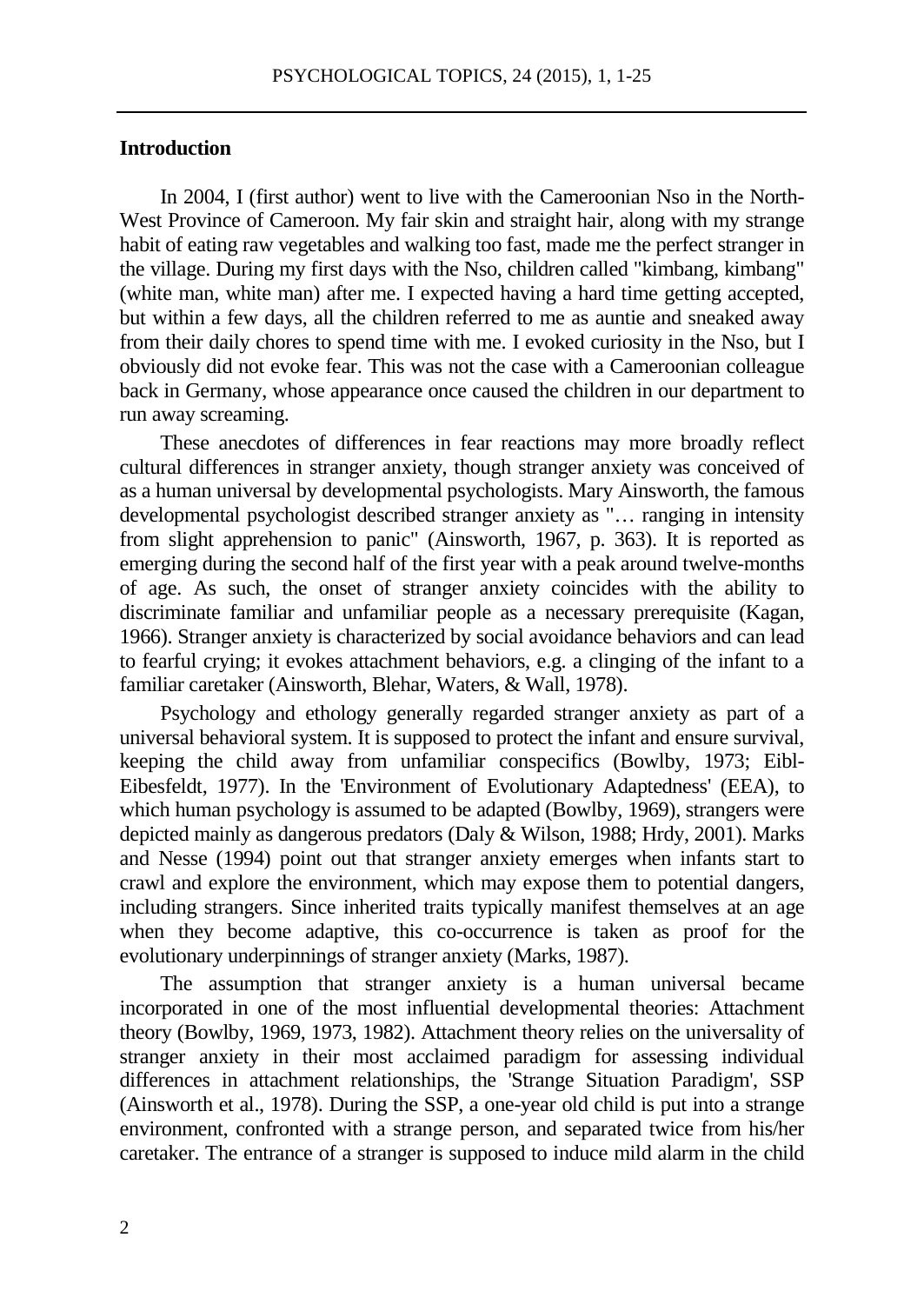## Introduction

In 2004, I (first author) went to live with the Cameroonian Nso in the North-West Province of Cameroon. My fair skin and straight hair, along with my strange habit of eating raw vegetables and walking too fast, made me the perfect stranger in the village. During my first days with the Nso, children called "kimbang, kimbang" (white man, white man) after me. I expected having a hard time getting accepted, but within a few days, all the children referred to me as auntie and sneaked away from their daily chores to spend time with me. I evoked curiosity in the Nso, but I obviously did not evoke fear. This was not the case with a Cameroonian colleague back in Germany, whose appearance once caused the children in our department to run away screaming.

These anecdotes of differences in fear reactions may more broadly reflect cultural differences in stranger anxiety, though stranger anxiety was conceived of as a human universal by developmental psychologists. Mary Ainsworth, the famous developmental psychologist described stranger anxiety as "… ranging in intensity from slight apprehension to panic" (Ainsworth, 1967, p. 363). It is reported as emerging during the second half of the first year with a peak around twelve-months of age. As such, the onset of stranger anxiety coincides with the ability to discriminate familiar and unfamiliar people as a necessary prerequisite (Kagan, 1966). Stranger anxiety is characterized by social avoidance behaviors and can lead to fearful crying; it evokes attachment behaviors, e.g. a clinging of the infant to a familiar caretaker (Ainsworth, Blehar, Waters, & Wall, 1978).

Psychology and ethology generally regarded stranger anxiety as part of a universal behavioral system. It is supposed to protect the infant and ensure survival, keeping the child away from unfamiliar conspecifics (Bowlby, 1973; Eibl-Eibesfeldt, 1977). In the 'Environment of Evolutionary Adaptedness' (EEA), to which human psychology is assumed to be adapted (Bowlby, 1969), strangers were depicted mainly as dangerous predators (Daly & Wilson, 1988; Hrdy, 2001). Marks and Nesse (1994) point out that stranger anxiety emerges when infants start to crawl and explore the environment, which may expose them to potential dangers, including strangers. Since inherited traits typically manifest themselves at an age when they become adaptive, this co-occurrence is taken as proof for the evolutionary underpinnings of stranger anxiety (Marks, 1987).

The assumption that stranger anxiety is a human universal became incorporated in one of the most influential developmental theories: Attachment theory (Bowlby, 1969, 1973, 1982). Attachment theory relies on the universality of stranger anxiety in their most acclaimed paradigm for assessing individual differences in attachment relationships, the 'Strange Situation Paradigm', SSP (Ainsworth et al., 1978). During the SSP, a one-year old child is put into a strange environment, confronted with a strange person, and separated twice from his/her caretaker. The entrance of a stranger is supposed to induce mild alarm in the child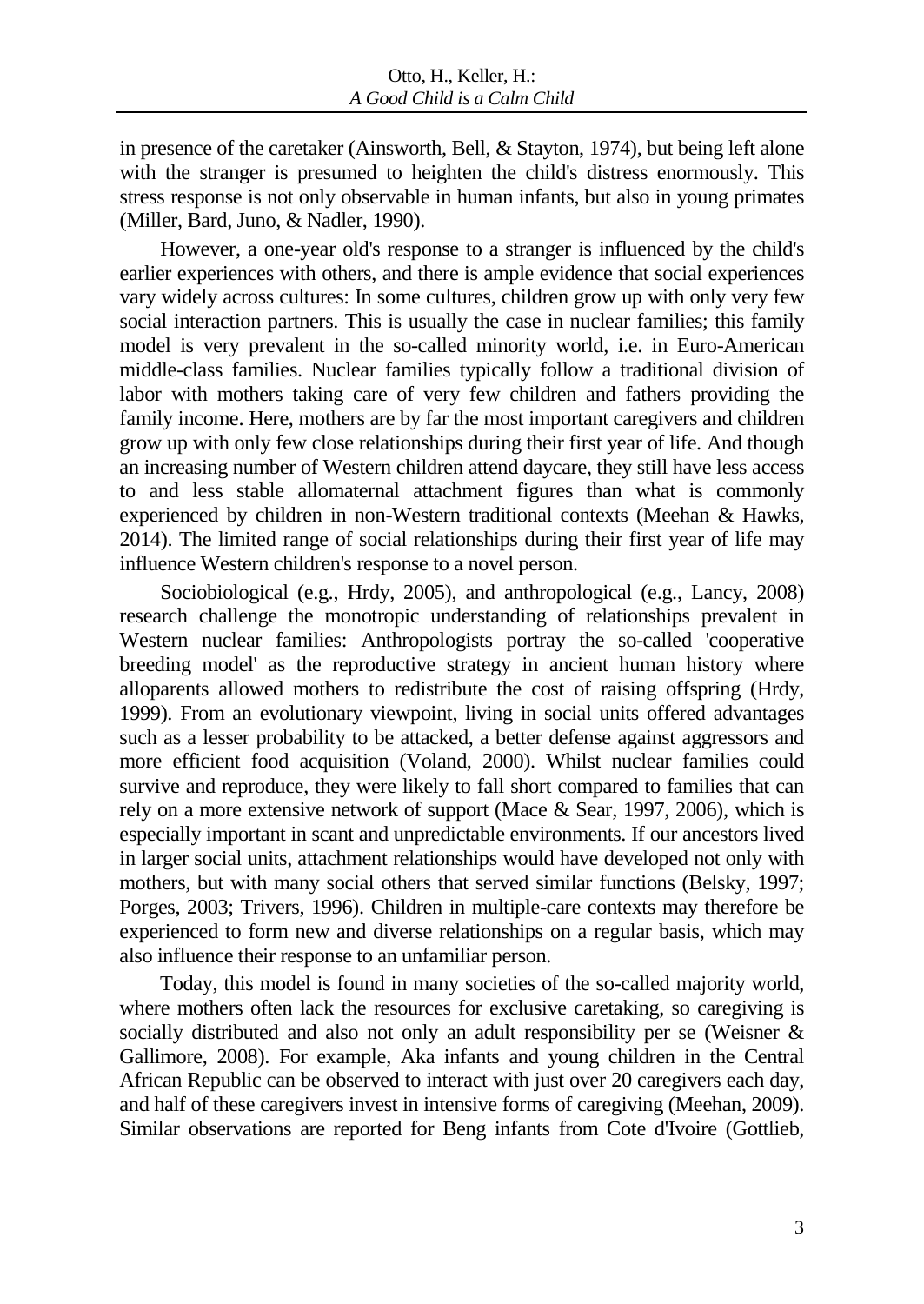in presence of the caretaker (Ainsworth, Bell, & Stayton, 1974), but being left alone with the stranger is presumed to heighten the child's distress enormously. This stress response is not only observable in human infants, but also in young primates (Miller, Bard, Juno, & Nadler, 1990).

However, a one-year old's response to a stranger is influenced by the child's earlier experiences with others, and there is ample evidence that social experiences vary widely across cultures: In some cultures, children grow up with only very few social interaction partners. This is usually the case in nuclear families; this family model is very prevalent in the so-called minority world, i.e. in Euro-American middle-class families. Nuclear families typically follow a traditional division of labor with mothers taking care of very few children and fathers providing the family income. Here, mothers are by far the most important caregivers and children grow up with only few close relationships during their first year of life. And though an increasing number of Western children attend daycare, they still have less access to and less stable allomaternal attachment figures than what is commonly experienced by children in non-Western traditional contexts (Meehan & Hawks, 2014). The limited range of social relationships during their first year of life may influence Western children's response to a novel person.

Sociobiological (e.g., Hrdy, 2005), and anthropological (e.g., Lancy, 2008) research challenge the monotropic understanding of relationships prevalent in Western nuclear families: Anthropologists portray the so-called 'cooperative breeding model' as the reproductive strategy in ancient human history where alloparents allowed mothers to redistribute the cost of raising offspring (Hrdy, 1999). From an evolutionary viewpoint, living in social units offered advantages such as a lesser probability to be attacked, a better defense against aggressors and more efficient food acquisition (Voland, 2000). Whilst nuclear families could survive and reproduce, they were likely to fall short compared to families that can rely on a more extensive network of support (Mace & Sear, 1997, 2006), which is especially important in scant and unpredictable environments. If our ancestors lived in larger social units, attachment relationships would have developed not only with mothers, but with many social others that served similar functions (Belsky, 1997; Porges, 2003; Trivers, 1996). Children in multiple-care contexts may therefore be experienced to form new and diverse relationships on a regular basis, which may also influence their response to an unfamiliar person.

Today, this model is found in many societies of the so-called majority world, where mothers often lack the resources for exclusive caretaking, so caregiving is socially distributed and also not only an adult responsibility per se (Weisner & Gallimore, 2008). For example, Aka infants and young children in the Central African Republic can be observed to interact with just over 20 caregivers each day, and half of these caregivers invest in intensive forms of caregiving (Meehan, 2009). Similar observations are reported for Beng infants from Cote d'Ivoire (Gottlieb,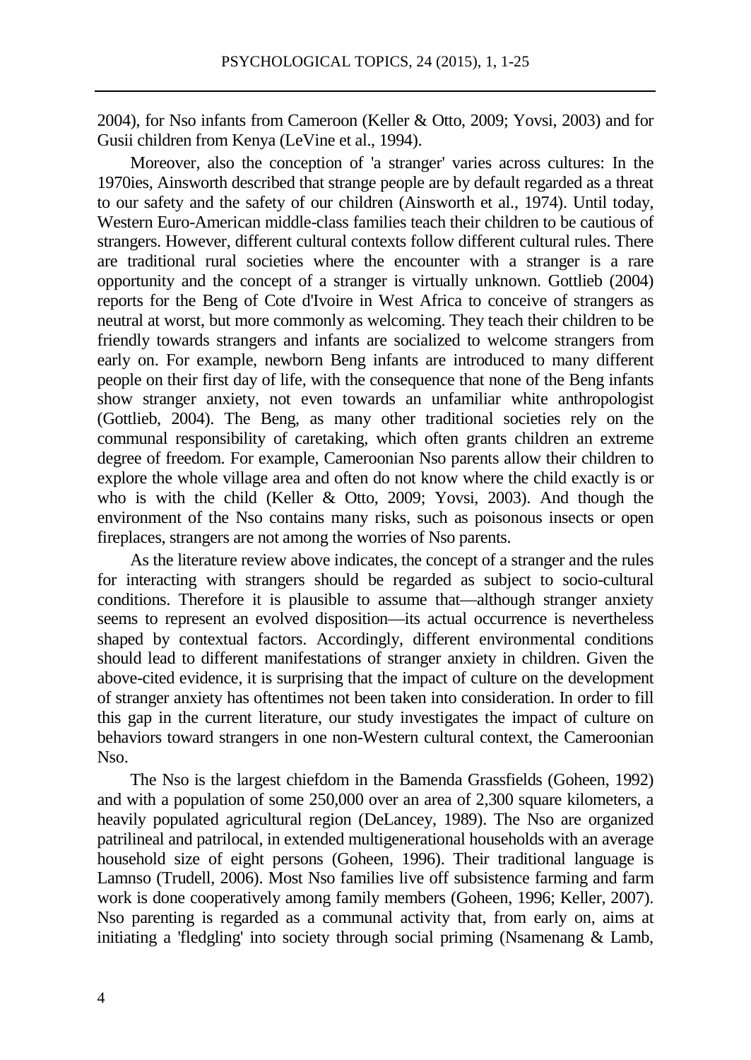2004), for Nso infants from Cameroon (Keller & Otto, 2009; Yovsi, 2003) and for Gusii children from Kenya (LeVine et al., 1994).

Moreover, also the conception of 'a stranger' varies across cultures: In the 1970ies, Ainsworth described that strange people are by default regarded as a threat to our safety and the safety of our children (Ainsworth et al., 1974). Until today, Western Euro-American middle-class families teach their children to be cautious of strangers. However, different cultural contexts follow different cultural rules. There are traditional rural societies where the encounter with a stranger is a rare opportunity and the concept of a stranger is virtually unknown. Gottlieb (2004) reports for the Beng of Cote d'Ivoire in West Africa to conceive of strangers as neutral at worst, but more commonly as welcoming. They teach their children to be friendly towards strangers and infants are socialized to welcome strangers from early on. For example, newborn Beng infants are introduced to many different people on their first day of life, with the consequence that none of the Beng infants show stranger anxiety, not even towards an unfamiliar white anthropologist (Gottlieb, 2004). The Beng, as many other traditional societies rely on the communal responsibility of caretaking, which often grants children an extreme degree of freedom. For example, Cameroonian Nso parents allow their children to explore the whole village area and often do not know where the child exactly is or who is with the child (Keller & Otto, 2009; Yovsi, 2003). And though the environment of the Nso contains many risks, such as poisonous insects or open fireplaces, strangers are not among the worries of Nso parents.

As the literature review above indicates, the concept of a stranger and the rules for interacting with strangers should be regarded as subject to socio-cultural conditions. Therefore it is plausible to assume that—although stranger anxiety seems to represent an evolved disposition—its actual occurrence is nevertheless shaped by contextual factors. Accordingly, different environmental conditions should lead to different manifestations of stranger anxiety in children. Given the above-cited evidence, it is surprising that the impact of culture on the development of stranger anxiety has oftentimes not been taken into consideration. In order to fill this gap in the current literature, our study investigates the impact of culture on behaviors toward strangers in one non-Western cultural context, the Cameroonian Nso.

The Nso is the largest chiefdom in the Bamenda Grassfields (Goheen, 1992) and with a population of some 250,000 over an area of 2,300 square kilometers, a heavily populated agricultural region (DeLancey, 1989). The Nso are organized patrilineal and patrilocal, in extended multigenerational households with an average household size of eight persons (Goheen, 1996). Their traditional language is Lamnso (Trudell, 2006). Most Nso families live off subsistence farming and farm work is done cooperatively among family members (Goheen, 1996; Keller, 2007). Nso parenting is regarded as a communal activity that, from early on, aims at initiating a 'fledgling' into society through social priming (Nsamenang & Lamb,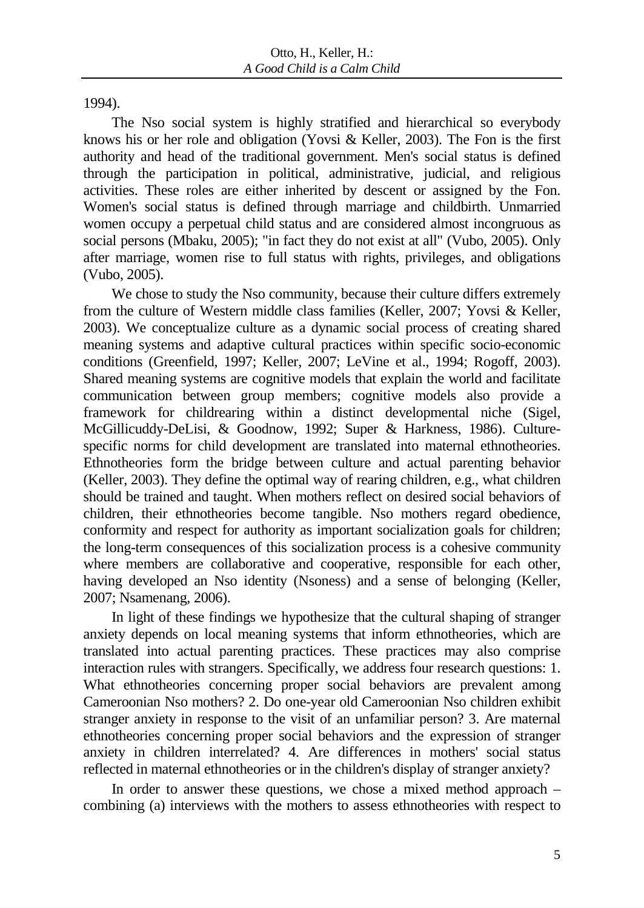1994).

The Nso social system is highly stratified and hierarchical so everybody knows his or her role and obligation (Yovsi & Keller, 2003). The Fon is the first authority and head of the traditional government. Men's social status is defined through the participation in political, administrative, judicial, and religious activities. These roles are either inherited by descent or assigned by the Fon. Women's social status is defined through marriage and childbirth. Unmarried women occupy a perpetual child status and are considered almost incongruous as social persons (Mbaku, 2005); "in fact they do not exist at all" (Vubo, 2005). Only after marriage, women rise to full status with rights, privileges, and obligations (Vubo, 2005).

We chose to study the Nso community, because their culture differs extremely from the culture of Western middle class families (Keller, 2007; Yovsi & Keller, 2003). We conceptualize culture as a dynamic social process of creating shared meaning systems and adaptive cultural practices within specific socio-economic conditions (Greenfield, 1997; Keller, 2007; LeVine et al., 1994; Rogoff, 2003). Shared meaning systems are cognitive models that explain the world and facilitate communication between group members; cognitive models also provide a framework for childrearing within a distinct developmental niche (Sigel, McGillicuddy-DeLisi, & Goodnow, 1992; Super & Harkness, 1986). Culture-specific norms for child development are translated into maternal ethnotheories. Ethnotheories form the bridge between culture and actual parenting behavior (Keller, 2003). They define the optimal way of rearing children, e.g., what children should be trained and taught. When mothers reflect on desired social behaviors of children, their ethnotheories become tangible. Nso mothers regard obedience, conformity and respect for authority as important socialization goals for children; the long-term consequences of this socialization process is a cohesive community where members are collaborative and cooperative, responsible for each other, having developed an Nso identity (Nsoness) and a sense of belonging (Keller, 2007; Nsamenang, 2006).

In light of these findings we hypothesize that the cultural shaping of stranger anxiety depends on local meaning systems that inform ethnotheories, which are translated into actual parenting practices. These practices may also comprise interaction rules with strangers. Specifically, we address four research questions: 1. What ethnotheories concerning proper social behaviors are prevalent among Cameroonian Nso mothers? 2. Do one-year old Cameroonian Nso children exhibit stranger anxiety in response to the visit of an unfamiliar person? 3. Are maternal ethnotheories concerning proper social behaviors and the expression of stranger anxiety in children interrelated? 4. Are differences in mothers' social status reflected in maternal ethnotheories or in the children's display of stranger anxiety?

In order to answer these questions, we chose a mixed method approach – combining (a) interviews with the mothers to assess ethnotheories with respect to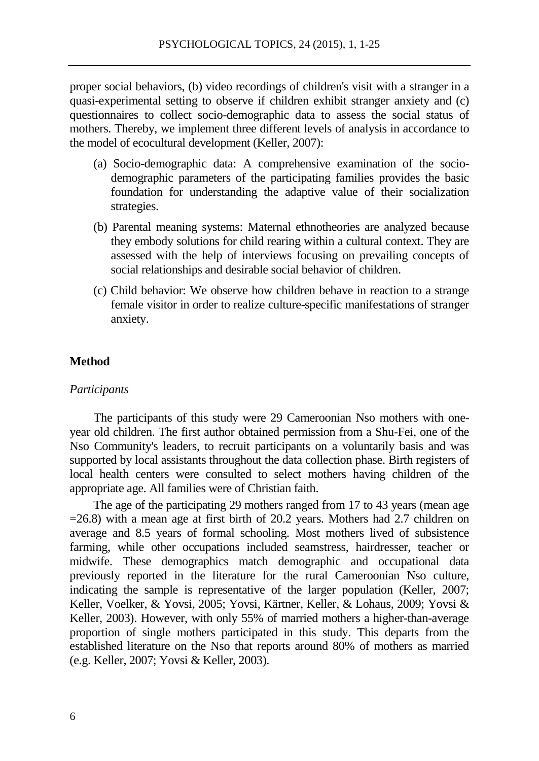proper social behaviors, (b) video recordings of children's visit with a stranger in a quasi-experimental setting to observe if children exhibit stranger anxiety and (c) questionnaires to collect socio-demographic data to assess the social status of mothers. Thereby, we implement three different levels of analysis in accordance to the model of ecocultural development (Keller, 2007):

(a) Socio-demographic data: A comprehensive examination of the socio-demographic parameters of the participating families provides the basic foundation for understanding the adaptive value of their socialization strategies.

(b) Parental meaning systems: Maternal ethnotheories are analyzed because they embody solutions for child rearing within a cultural context. They are assessed with the help of interviews focusing on prevailing concepts of social relationships and desirable social behavior of children.

(c) Child behavior: We observe how children behave in reaction to a strange female visitor in order to realize culture-specific manifestations of stranger anxiety.

## Method

### *Participants*

The participants of this study were 29 Cameroonian Nso mothers with one-year old children. The first author obtained permission from a Shu-Fei, one of the Nso Community's leaders, to recruit participants on a voluntarily basis and was supported by local assistants throughout the data collection phase. Birth registers of local health centers were consulted to select mothers having children of the appropriate age. All families were of Christian faith.

The age of the participating 29 mothers ranged from 17 to 43 years (mean age =26.8) with a mean age at first birth of 20.2 years. Mothers had 2.7 children on average and 8.5 years of formal schooling. Most mothers lived of subsistence farming, while other occupations included seamstress, hairdresser, teacher or midwife. These demographics match demographic and occupational data previously reported in the literature for the rural Cameroonian Nso culture, indicating the sample is representative of the larger population (Keller, 2007; Keller, Voelker, & Yovsi, 2005; Yovsi, Kärtner, Keller, & Lohaus, 2009; Yovsi & Keller, 2003). However, with only 55% of married mothers a higher-than-average proportion of single mothers participated in this study. This departs from the established literature on the Nso that reports around 80% of mothers as married (e.g. Keller, 2007; Yovsi & Keller, 2003).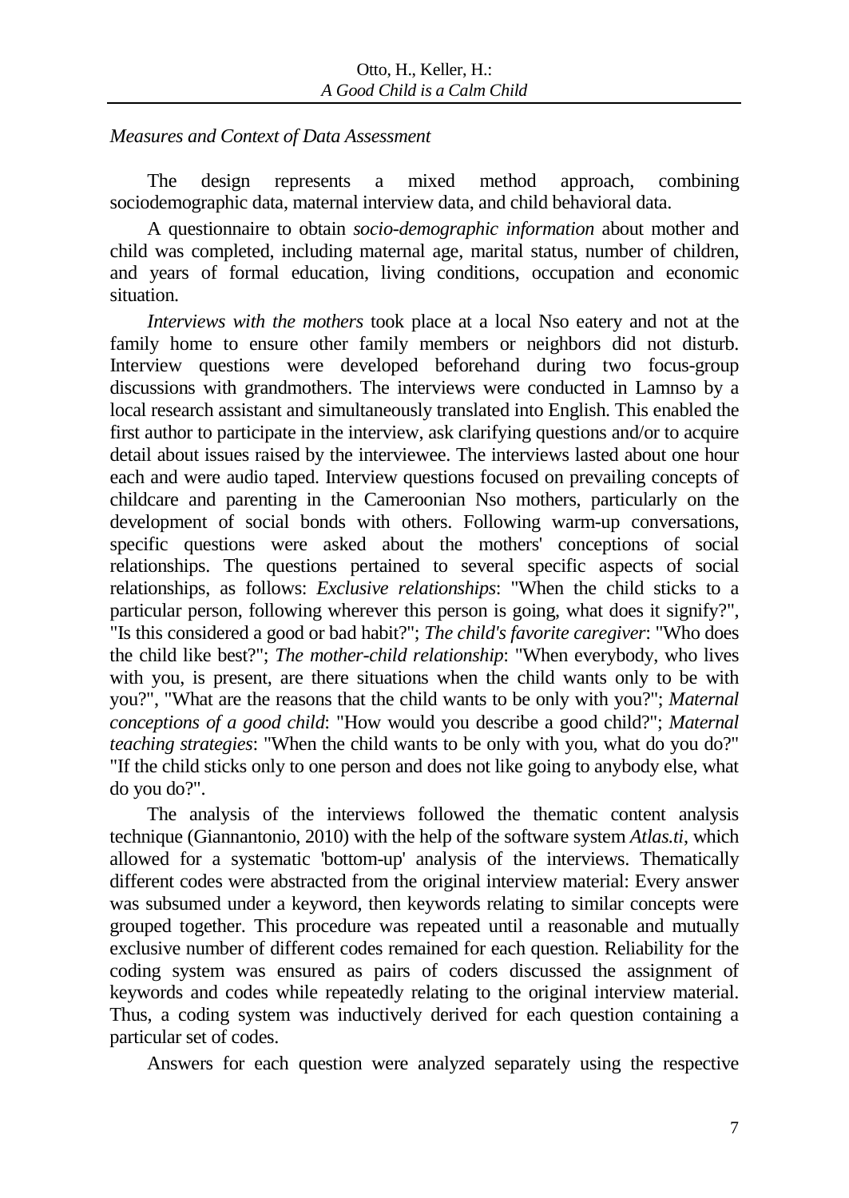*Measures and Context of Data Assessment*

The design represents a mixed method approach, combining sociodemographic data, maternal interview data, and child behavioral data.

A questionnaire to obtain *socio-demographic information* about mother and child was completed, including maternal age, marital status, number of children, and years of formal education, living conditions, occupation and economic situation.

*Interviews with the mothers* took place at a local Nso eatery and not at the family home to ensure other family members or neighbors did not disturb. Interview questions were developed beforehand during two focus-group discussions with grandmothers. The interviews were conducted in Lamnso by a local research assistant and simultaneously translated into English. This enabled the first author to participate in the interview, ask clarifying questions and/or to acquire detail about issues raised by the interviewee. The interviews lasted about one hour each and were audio taped. Interview questions focused on prevailing concepts of childcare and parenting in the Cameroonian Nso mothers, particularly on the development of social bonds with others. Following warm-up conversations, specific questions were asked about the mothers' conceptions of social relationships. The questions pertained to several specific aspects of social relationships, as follows: *Exclusive relationships*: "When the child sticks to a particular person, following wherever this person is going, what does it signify?", "Is this considered a good or bad habit?"; *The child's favorite caregiver*: "Who does the child like best?"; *The mother-child relationship*: "When everybody, who lives with you, is present, are there situations when the child wants only to be with you?", "What are the reasons that the child wants to be only with you?"; *Maternal conceptions of a good child*: "How would you describe a good child?"; *Maternal teaching strategies*: "When the child wants to be only with you, what do you do?" "If the child sticks only to one person and does not like going to anybody else, what do you do?".

The analysis of the interviews followed the thematic content analysis technique (Giannantonio, 2010) with the help of the software system *Atlas.ti*, which allowed for a systematic 'bottom-up' analysis of the interviews. Thematically different codes were abstracted from the original interview material: Every answer was subsumed under a keyword, then keywords relating to similar concepts were grouped together. This procedure was repeated until a reasonable and mutually exclusive number of different codes remained for each question. Reliability for the coding system was ensured as pairs of coders discussed the assignment of keywords and codes while repeatedly relating to the original interview material. Thus, a coding system was inductively derived for each question containing a particular set of codes.

Answers for each question were analyzed separately using the respective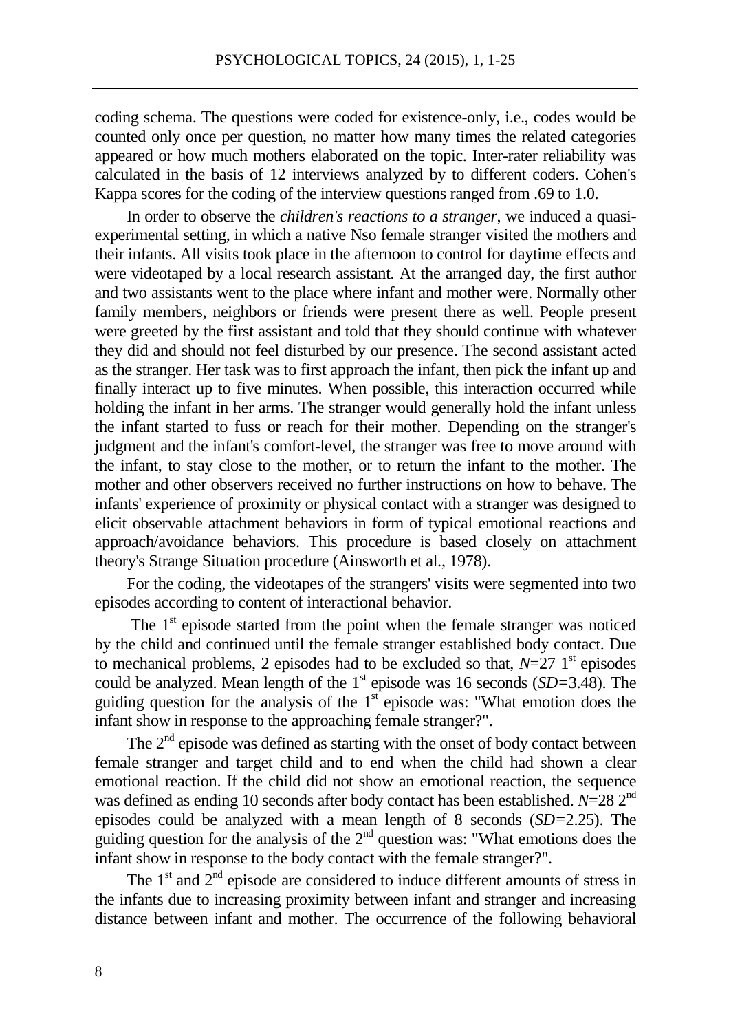coding schema. The questions were coded for existence-only, i.e., codes would be counted only once per question, no matter how many times the related categories appeared or how much mothers elaborated on the topic. Inter-rater reliability was calculated in the basis of 12 interviews analyzed by to different coders. Cohen's Kappa scores for the coding of the interview questions ranged from .69 to 1.0.

In order to observe the *children's reactions to a stranger*, we induced a quasi-experimental setting, in which a native Nso female stranger visited the mothers and their infants. All visits took place in the afternoon to control for daytime effects and were videotaped by a local research assistant. At the arranged day, the first author and two assistants went to the place where infant and mother were. Normally other family members, neighbors or friends were present there as well. People present were greeted by the first assistant and told that they should continue with whatever they did and should not feel disturbed by our presence. The second assistant acted as the stranger. Her task was to first approach the infant, then pick the infant up and finally interact up to five minutes. When possible, this interaction occurred while holding the infant in her arms. The stranger would generally hold the infant unless the infant started to fuss or reach for their mother. Depending on the stranger's judgment and the infant's comfort-level, the stranger was free to move around with the infant, to stay close to the mother, or to return the infant to the mother. The mother and other observers received no further instructions on how to behave. The infants' experience of proximity or physical contact with a stranger was designed to elicit observable attachment behaviors in form of typical emotional reactions and approach/avoidance behaviors. This procedure is based closely on attachment theory's Strange Situation procedure (Ainsworth et al., 1978).

For the coding, the videotapes of the strangers' visits were segmented into two episodes according to content of interactional behavior.

The 1st episode started from the point when the female stranger was noticed by the child and continued until the female stranger established body contact. Due to mechanical problems, 2 episodes had to be excluded so that, $N$=27 1st episodes could be analyzed. Mean length of the 1st episode was 16 seconds ($SD$=3.48). The guiding question for the analysis of the 1st episode was: "What emotion does the infant show in response to the approaching female stranger?".

The 2nd episode was defined as starting with the onset of body contact between female stranger and target child and to end when the child had shown a clear emotional reaction. If the child did not show an emotional reaction, the sequence was defined as ending 10 seconds after body contact has been established. $N$=28 2nd episodes could be analyzed with a mean length of 8 seconds ($SD$=2.25). The guiding question for the analysis of the 2nd question was: "What emotions does the infant show in response to the body contact with the female stranger?".

The 1st and 2nd episode are considered to induce different amounts of stress in the infants due to increasing proximity between infant and stranger and increasing distance between infant and mother. The occurrence of the following behavioral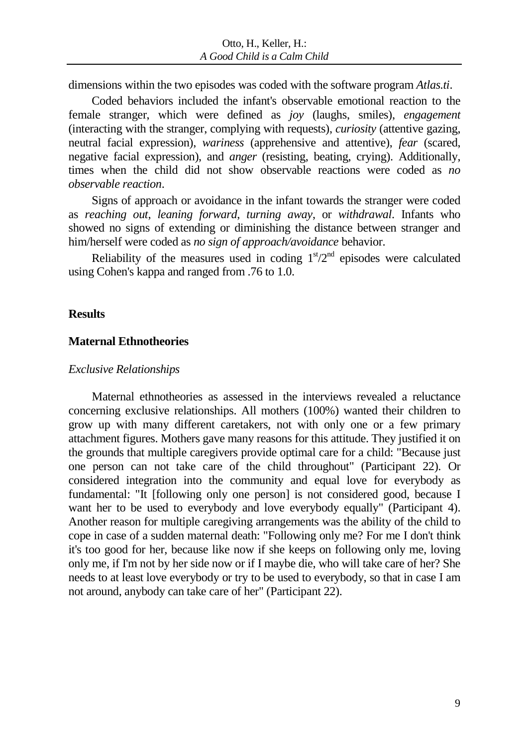dimensions within the two episodes was coded with the software program *Atlas.ti*.

Coded behaviors included the infant's observable emotional reaction to the female stranger, which were defined as *joy* (laughs, smiles), *engagement* (interacting with the stranger, complying with requests), *curiosity* (attentive gazing, neutral facial expression), *wariness* (apprehensive and attentive), *fear* (scared, negative facial expression), and *anger* (resisting, beating, crying). Additionally, times when the child did not show observable reactions were coded as *no observable reaction*.

Signs of approach or avoidance in the infant towards the stranger were coded as *reaching out*, *leaning forward*, *turning away*, or *withdrawal*. Infants who showed no signs of extending or diminishing the distance between stranger and him/herself were coded as *no sign of approach/avoidance* behavior.

Reliability of the measures used in coding $1^{st}/2^{nd}$ episodes were calculated using Cohen's kappa and ranged from .76 to 1.0.

## Results

### Maternal Ethnotheories

#### *Exclusive Relationships*

Maternal ethnotheories as assessed in the interviews revealed a reluctance concerning exclusive relationships. All mothers (100%) wanted their children to grow up with many different caretakers, not with only one or a few primary attachment figures. Mothers gave many reasons for this attitude. They justified it on the grounds that multiple caregivers provide optimal care for a child: "Because just one person can not take care of the child throughout" (Participant 22). Or considered integration into the community and equal love for everybody as fundamental: "It [following only one person] is not considered good, because I want her to be used to everybody and love everybody equally" (Participant 4). Another reason for multiple caregiving arrangements was the ability of the child to cope in case of a sudden maternal death: "Following only me? For me I don't think it's too good for her, because like now if she keeps on following only me, loving only me, if I'm not by her side now or if I maybe die, who will take care of her? She needs to at least love everybody or try to be used to everybody, so that in case I am not around, anybody can take care of her" (Participant 22).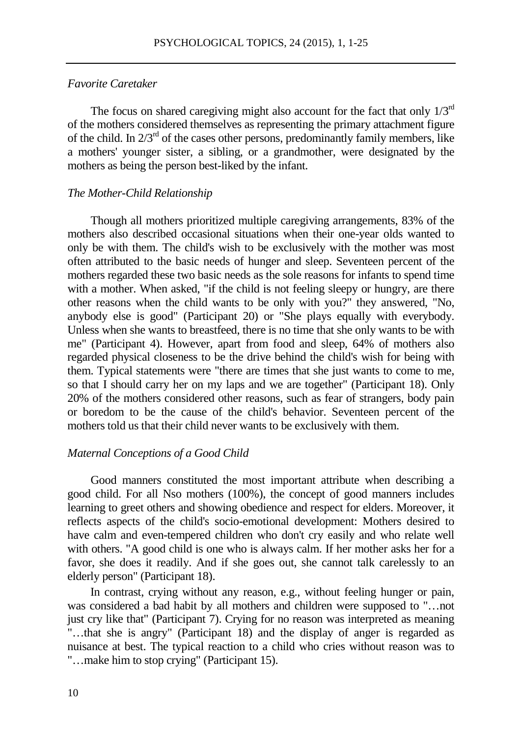### *Favorite Caretaker*

The focus on shared caregiving might also account for the fact that only 1/3rd of the mothers considered themselves as representing the primary attachment figure of the child. In 2/3rd of the cases other persons, predominantly family members, like a mothers' younger sister, a sibling, or a grandmother, were designated by the mothers as being the person best-liked by the infant.

### *The Mother-Child Relationship*

Though all mothers prioritized multiple caregiving arrangements, 83% of the mothers also described occasional situations when their one-year olds wanted to only be with them. The child's wish to be exclusively with the mother was most often attributed to the basic needs of hunger and sleep. Seventeen percent of the mothers regarded these two basic needs as the sole reasons for infants to spend time with a mother. When asked, "if the child is not feeling sleepy or hungry, are there other reasons when the child wants to be only with you?" they answered, "No, anybody else is good" (Participant 20) or "She plays equally with everybody. Unless when she wants to breastfeed, there is no time that she only wants to be with me" (Participant 4). However, apart from food and sleep, 64% of mothers also regarded physical closeness to be the drive behind the child's wish for being with them. Typical statements were "there are times that she just wants to come to me, so that I should carry her on my laps and we are together" (Participant 18). Only 20% of the mothers considered other reasons, such as fear of strangers, body pain or boredom to be the cause of the child's behavior. Seventeen percent of the mothers told us that their child never wants to be exclusively with them.

### *Maternal Conceptions of a Good Child*

Good manners constituted the most important attribute when describing a good child. For all Nso mothers (100%), the concept of good manners includes learning to greet others and showing obedience and respect for elders. Moreover, it reflects aspects of the child's socio-emotional development: Mothers desired to have calm and even-tempered children who don't cry easily and who relate well with others. "A good child is one who is always calm. If her mother asks her for a favor, she does it readily. And if she goes out, she cannot talk carelessly to an elderly person" (Participant 18).

In contrast, crying without any reason, e.g., without feeling hunger or pain, was considered a bad habit by all mothers and children were supposed to "…not just cry like that" (Participant 7). Crying for no reason was interpreted as meaning "…that she is angry" (Participant 18) and the display of anger is regarded as nuisance at best. The typical reaction to a child who cries without reason was to "…make him to stop crying" (Participant 15).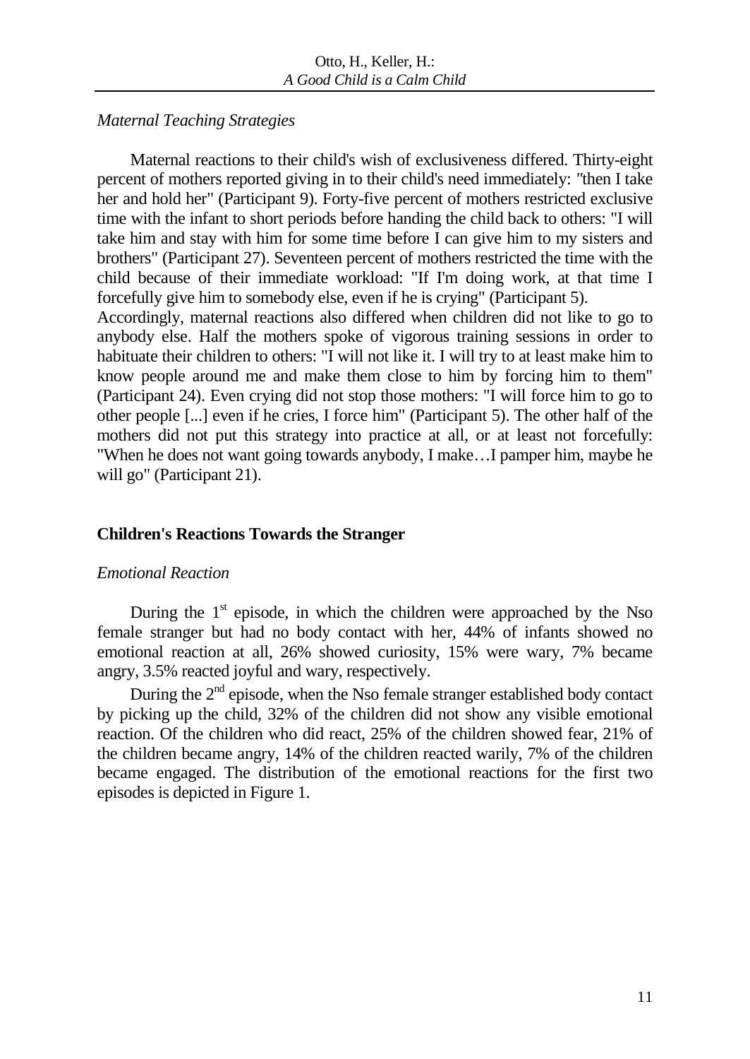*Maternal Teaching Strategies*

Maternal reactions to their child's wish of exclusiveness differed. Thirty-eight percent of mothers reported giving in to their child's need immediately: "then I take her and hold her" (Participant 9). Forty-five percent of mothers restricted exclusive time with the infant to short periods before handing the child back to others: "I will take him and stay with him for some time before I can give him to my sisters and brothers" (Participant 27). Seventeen percent of mothers restricted the time with the child because of their immediate workload: "If I'm doing work, at that time I forcefully give him to somebody else, even if he is crying" (Participant 5).
Accordingly, maternal reactions also differed when children did not like to go to anybody else. Half the mothers spoke of vigorous training sessions in order to habituate their children to others: "I will not like it. I will try to at least make him to know people around me and make them close to him by forcing him to them" (Participant 24). Even crying did not stop those mothers: "I will force him to go to other people [...] even if he cries, I force him" (Participant 5). The other half of the mothers did not put this strategy into practice at all, or at least not forcefully: "When he does not want going towards anybody, I make…I pamper him, maybe he will go" (Participant 21).

## Children's Reactions Towards the Stranger

*Emotional Reaction*

During the 1st episode, in which the children were approached by the Nso female stranger but had no body contact with her, 44% of infants showed no emotional reaction at all, 26% showed curiosity, 15% were wary, 7% became angry, 3.5% reacted joyful and wary, respectively.

During the 2nd episode, when the Nso female stranger established body contact by picking up the child, 32% of the children did not show any visible emotional reaction. Of the children who did react, 25% of the children showed fear, 21% of the children became angry, 14% of the children reacted warily, 7% of the children became engaged. The distribution of the emotional reactions for the first two episodes is depicted in Figure 1.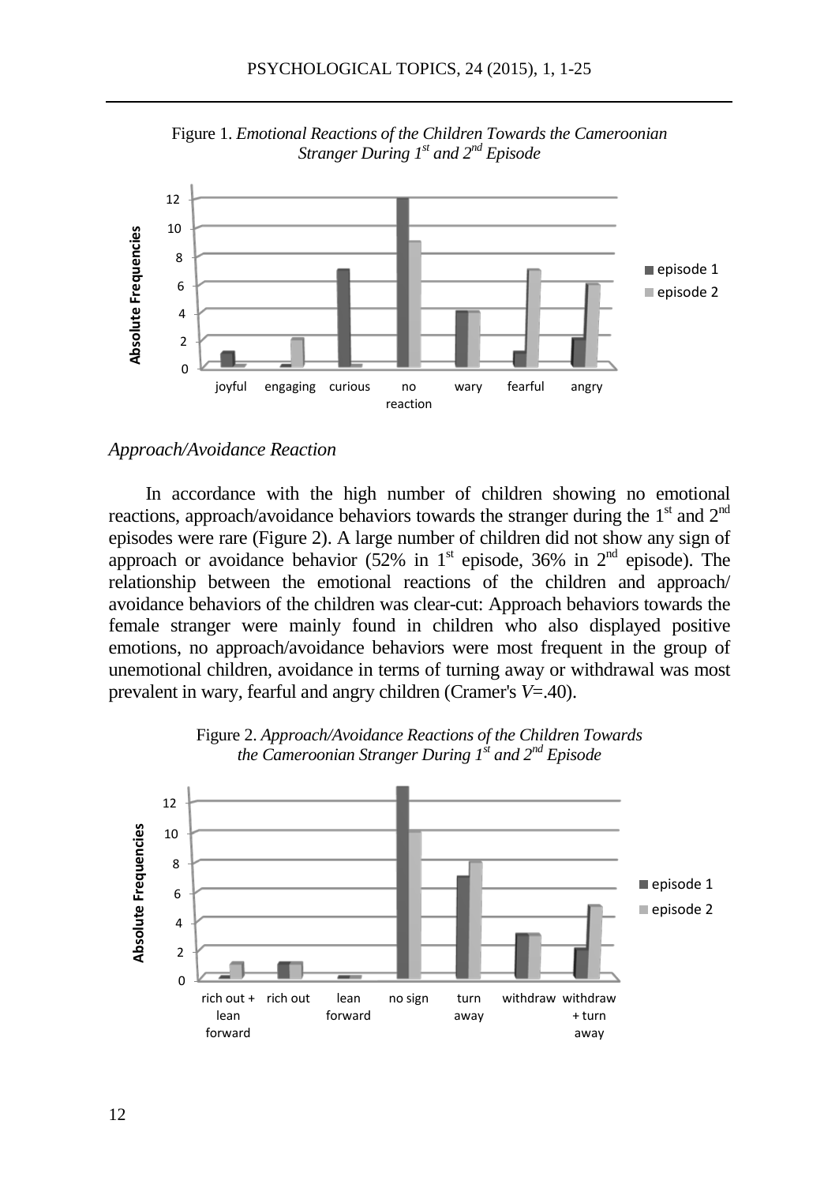Figure 1. *Emotional Reactions of the Children Towards the Cameroonian Stranger During 1st and 2nd Episode*

### *Approach/Avoidance Reaction*

In accordance with the high number of children showing no emotional reactions, approach/avoidance behaviors towards the stranger during the 1st and 2nd episodes were rare (Figure 2). A large number of children did not show any sign of approach or avoidance behavior (52% in 1st episode, 36% in 2nd episode). The relationship between the emotional reactions of the children and approach/avoidance behaviors of the children was clear-cut: Approach behaviors towards the female stranger were mainly found in children who also displayed positive emotions, no approach/avoidance behaviors were most frequent in the group of unemotional children, avoidance in terms of turning away or withdrawal was most prevalent in wary, fearful and angry children (Cramer's $V$=.40).

Figure 2. *Approach/Avoidance Reactions of the Children Towards the Cameroonian Stranger During 1st and 2nd Episode*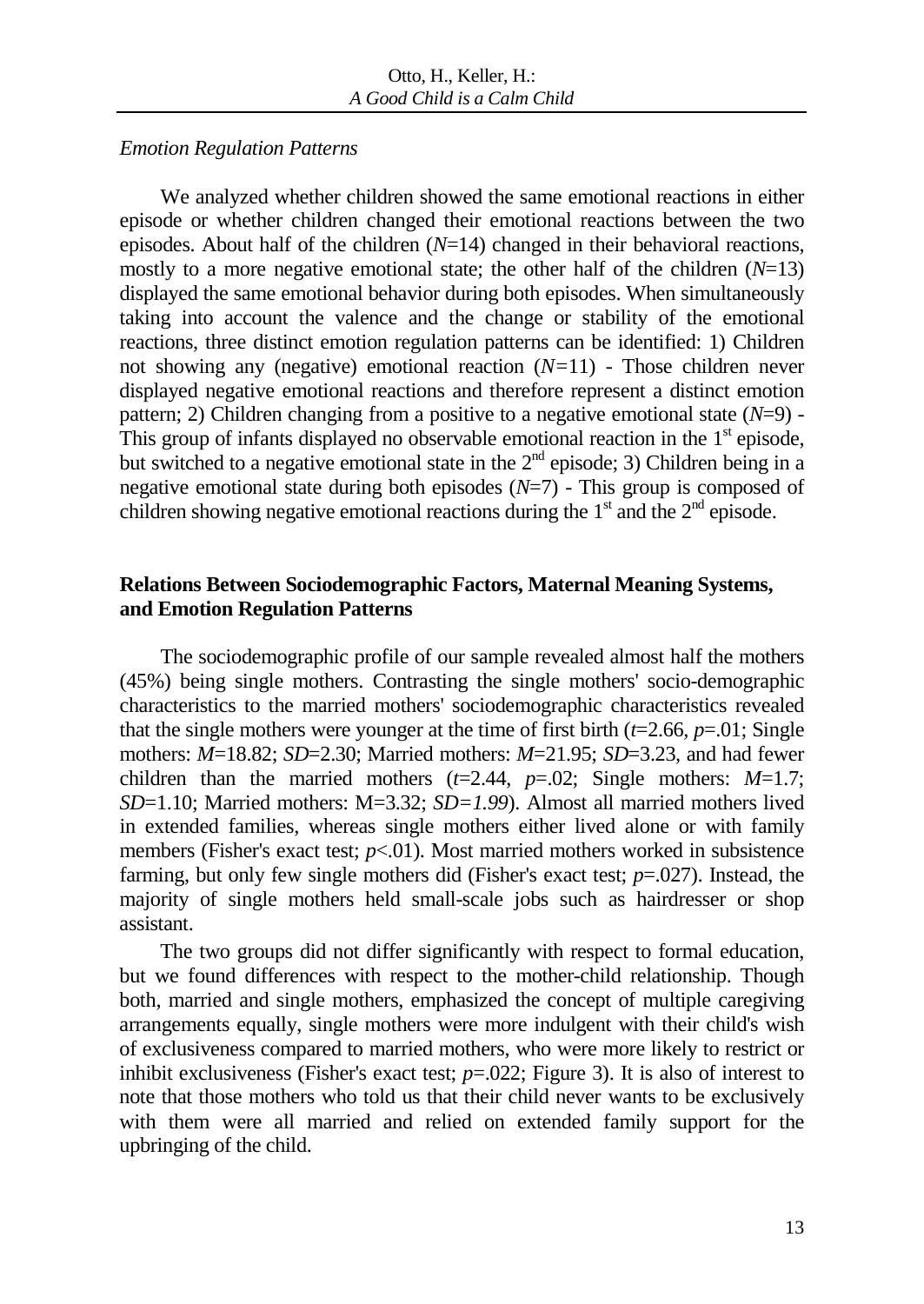*Emotion Regulation Patterns*

We analyzed whether children showed the same emotional reactions in either episode or whether children changed their emotional reactions between the two episodes. About half of the children ($N$=14) changed in their behavioral reactions, mostly to a more negative emotional state; the other half of the children ($N$=13) displayed the same emotional behavior during both episodes. When simultaneously taking into account the valence and the change or stability of the emotional reactions, three distinct emotion regulation patterns can be identified: 1) Children not showing any (negative) emotional reaction ($N$=11) - Those children never displayed negative emotional reactions and therefore represent a distinct emotion pattern; 2) Children changing from a positive to a negative emotional state ($N$=9) - This group of infants displayed no observable emotional reaction in the 1st episode, but switched to a negative emotional state in the 2nd episode; 3) Children being in a negative emotional state during both episodes ($N$=7) - This group is composed of children showing negative emotional reactions during the 1st and the 2nd episode.

## Relations Between Sociodemographic Factors, Maternal Meaning Systems, and Emotion Regulation Patterns

The sociodemographic profile of our sample revealed almost half the mothers (45%) being single mothers. Contrasting the single mothers' socio-demographic characteristics to the married mothers' sociodemographic characteristics revealed that the single mothers were younger at the time of first birth ($t$=2.66, $p$=.01; Single mothers: $M$=18.82; $SD$=2.30; Married mothers: $M$=21.95; $SD$=3.23, and had fewer children than the married mothers ($t$=2.44, $p$=.02; Single mothers: $M$=1.7; $SD$=1.10; Married mothers: M=3.32; $SD$=1.99). Almost all married mothers lived in extended families, whereas single mothers either lived alone or with family members (Fisher's exact test; $p$<.01). Most married mothers worked in subsistence farming, but only few single mothers did (Fisher's exact test; $p$=.027). Instead, the majority of single mothers held small-scale jobs such as hairdresser or shop assistant.

The two groups did not differ significantly with respect to formal education, but we found differences with respect to the mother-child relationship. Though both, married and single mothers, emphasized the concept of multiple caregiving arrangements equally, single mothers were more indulgent with their child's wish of exclusiveness compared to married mothers, who were more likely to restrict or inhibit exclusiveness (Fisher's exact test; $p$=.022; Figure 3). It is also of interest to note that those mothers who told us that their child never wants to be exclusively with them were all married and relied on extended family support for the upbringing of the child.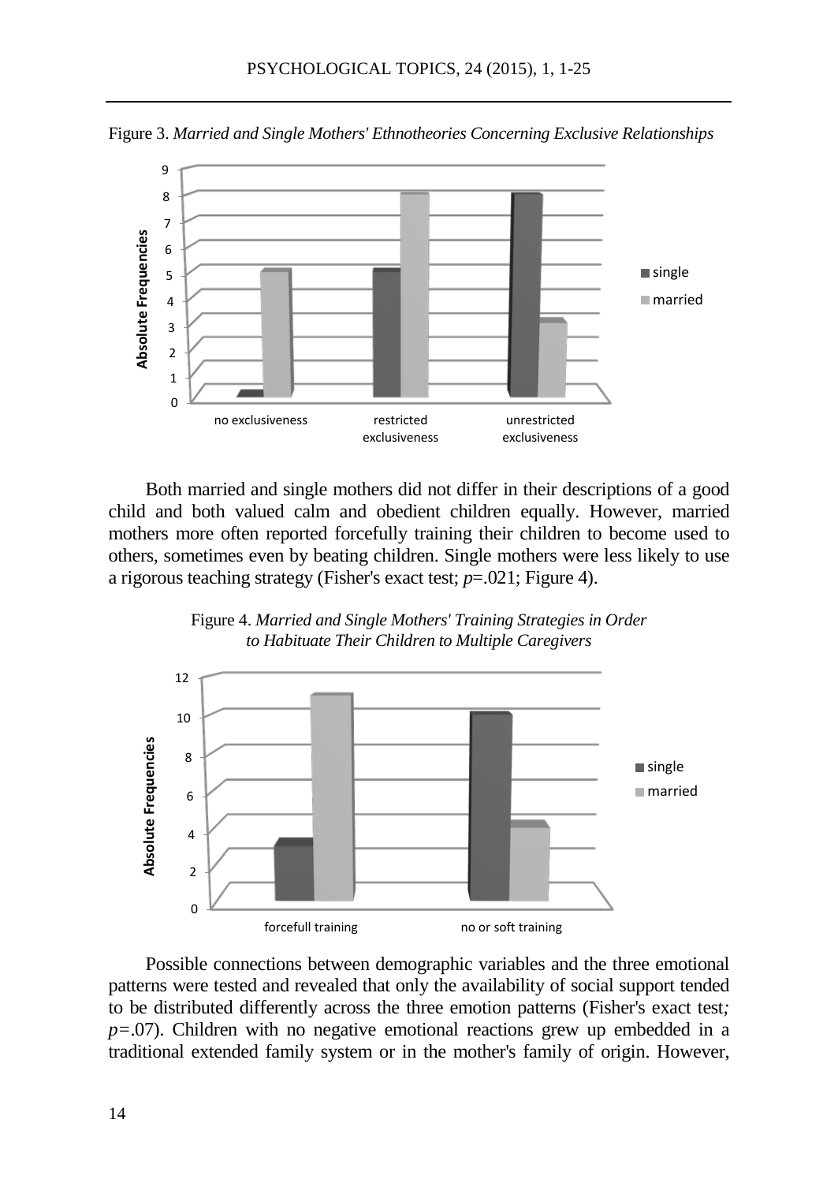Figure 3. *Married and Single Mothers' Ethnotheories Concerning Exclusive Relationships*

Both married and single mothers did not differ in their descriptions of a good child and both valued calm and obedient children equally. However, married mothers more often reported forcefully training their children to become used to others, sometimes even by beating children. Single mothers were less likely to use a rigorous teaching strategy (Fisher's exact test; *p*=.021; Figure 4).

Figure 4. *Married and Single Mothers' Training Strategies in Order to Habituate Their Children to Multiple Caregivers*

Possible connections between demographic variables and the three emotional patterns were tested and revealed that only the availability of social support tended to be distributed differently across the three emotion patterns (Fisher's exact test*; p=*.07). Children with no negative emotional reactions grew up embedded in a traditional extended family system or in the mother's family of origin. However,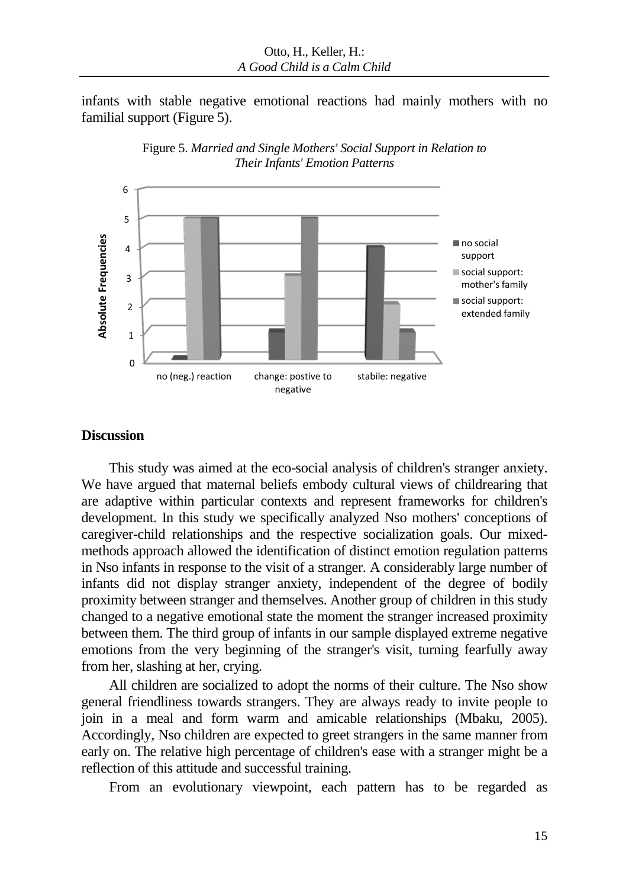infants with stable negative emotional reactions had mainly mothers with no familial support (Figure 5).

Figure 5. *Married and Single Mothers' Social Support in Relation to Their Infants' Emotion Patterns*

## Discussion

This study was aimed at the eco-social analysis of children's stranger anxiety. We have argued that maternal beliefs embody cultural views of childrearing that are adaptive within particular contexts and represent frameworks for children's development. In this study we specifically analyzed Nso mothers' conceptions of caregiver-child relationships and the respective socialization goals. Our mixed-methods approach allowed the identification of distinct emotion regulation patterns in Nso infants in response to the visit of a stranger. A considerably large number of infants did not display stranger anxiety, independent of the degree of bodily proximity between stranger and themselves. Another group of children in this study changed to a negative emotional state the moment the stranger increased proximity between them. The third group of infants in our sample displayed extreme negative emotions from the very beginning of the stranger's visit, turning fearfully away from her, slashing at her, crying.

All children are socialized to adopt the norms of their culture. The Nso show general friendliness towards strangers. They are always ready to invite people to join in a meal and form warm and amicable relationships (Mbaku, 2005). Accordingly, Nso children are expected to greet strangers in the same manner from early on. The relative high percentage of children's ease with a stranger might be a reflection of this attitude and successful training.

From an evolutionary viewpoint, each pattern has to be regarded as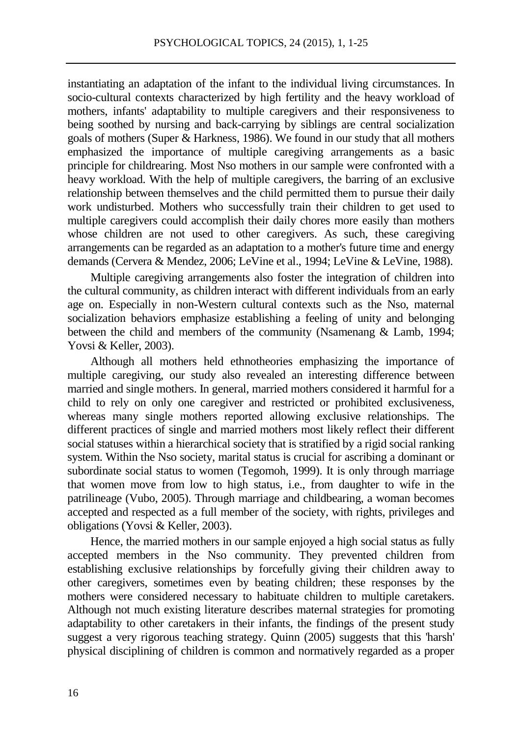instantiating an adaptation of the infant to the individual living circumstances. In socio-cultural contexts characterized by high fertility and the heavy workload of mothers, infants' adaptability to multiple caregivers and their responsiveness to being soothed by nursing and back-carrying by siblings are central socialization goals of mothers (Super & Harkness, 1986). We found in our study that all mothers emphasized the importance of multiple caregiving arrangements as a basic principle for childrearing. Most Nso mothers in our sample were confronted with a heavy workload. With the help of multiple caregivers, the barring of an exclusive relationship between themselves and the child permitted them to pursue their daily work undisturbed. Mothers who successfully train their children to get used to multiple caregivers could accomplish their daily chores more easily than mothers whose children are not used to other caregivers. As such, these caregiving arrangements can be regarded as an adaptation to a mother's future time and energy demands (Cervera & Mendez, 2006; LeVine et al., 1994; LeVine & LeVine, 1988).

Multiple caregiving arrangements also foster the integration of children into the cultural community, as children interact with different individuals from an early age on. Especially in non-Western cultural contexts such as the Nso, maternal socialization behaviors emphasize establishing a feeling of unity and belonging between the child and members of the community (Nsamenang & Lamb, 1994; Yovsi & Keller, 2003).

Although all mothers held ethnotheories emphasizing the importance of multiple caregiving, our study also revealed an interesting difference between married and single mothers. In general, married mothers considered it harmful for a child to rely on only one caregiver and restricted or prohibited exclusiveness, whereas many single mothers reported allowing exclusive relationships. The different practices of single and married mothers most likely reflect their different social statuses within a hierarchical society that is stratified by a rigid social ranking system. Within the Nso society, marital status is crucial for ascribing a dominant or subordinate social status to women (Tegomoh, 1999). It is only through marriage that women move from low to high status, i.e., from daughter to wife in the patrilineage (Vubo, 2005). Through marriage and childbearing, a woman becomes accepted and respected as a full member of the society, with rights, privileges and obligations (Yovsi & Keller, 2003).

Hence, the married mothers in our sample enjoyed a high social status as fully accepted members in the Nso community. They prevented children from establishing exclusive relationships by forcefully giving their children away to other caregivers, sometimes even by beating children; these responses by the mothers were considered necessary to habituate children to multiple caretakers. Although not much existing literature describes maternal strategies for promoting adaptability to other caretakers in their infants, the findings of the present study suggest a very rigorous teaching strategy. Quinn (2005) suggests that this 'harsh' physical disciplining of children is common and normatively regarded as a proper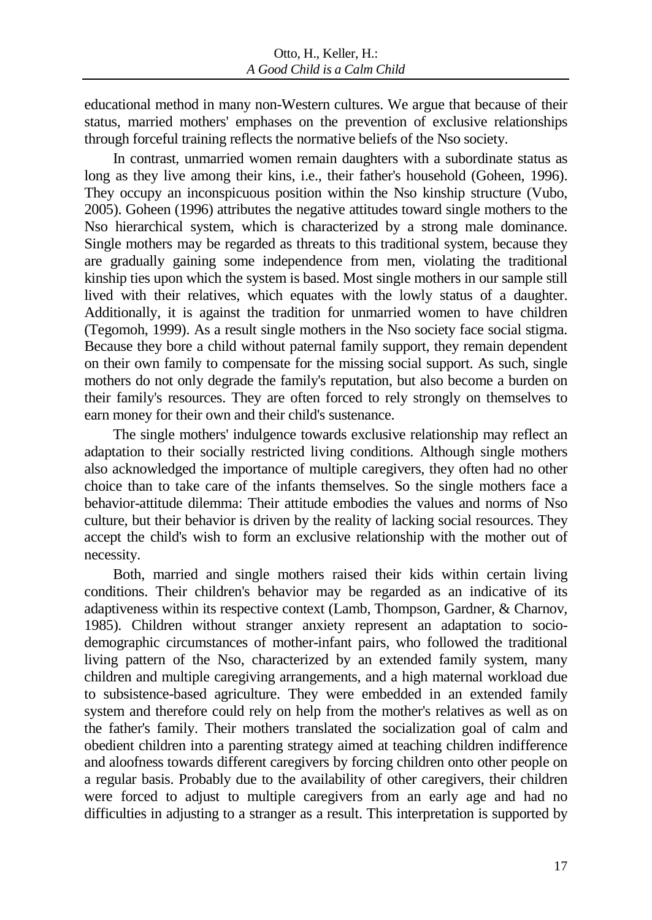educational method in many non-Western cultures. We argue that because of their status, married mothers' emphases on the prevention of exclusive relationships through forceful training reflects the normative beliefs of the Nso society.

In contrast, unmarried women remain daughters with a subordinate status as long as they live among their kins, i.e., their father's household (Goheen, 1996). They occupy an inconspicuous position within the Nso kinship structure (Vubo, 2005). Goheen (1996) attributes the negative attitudes toward single mothers to the Nso hierarchical system, which is characterized by a strong male dominance. Single mothers may be regarded as threats to this traditional system, because they are gradually gaining some independence from men, violating the traditional kinship ties upon which the system is based. Most single mothers in our sample still lived with their relatives, which equates with the lowly status of a daughter. Additionally, it is against the tradition for unmarried women to have children (Tegomoh, 1999). As a result single mothers in the Nso society face social stigma. Because they bore a child without paternal family support, they remain dependent on their own family to compensate for the missing social support. As such, single mothers do not only degrade the family's reputation, but also become a burden on their family's resources. They are often forced to rely strongly on themselves to earn money for their own and their child's sustenance.

The single mothers' indulgence towards exclusive relationship may reflect an adaptation to their socially restricted living conditions. Although single mothers also acknowledged the importance of multiple caregivers, they often had no other choice than to take care of the infants themselves. So the single mothers face a behavior-attitude dilemma: Their attitude embodies the values and norms of Nso culture, but their behavior is driven by the reality of lacking social resources. They accept the child's wish to form an exclusive relationship with the mother out of necessity.

Both, married and single mothers raised their kids within certain living conditions. Their children's behavior may be regarded as an indicative of its adaptiveness within its respective context (Lamb, Thompson, Gardner, & Charnov, 1985). Children without stranger anxiety represent an adaptation to socio-demographic circumstances of mother-infant pairs, who followed the traditional living pattern of the Nso, characterized by an extended family system, many children and multiple caregiving arrangements, and a high maternal workload due to subsistence-based agriculture. They were embedded in an extended family system and therefore could rely on help from the mother's relatives as well as on the father's family. Their mothers translated the socialization goal of calm and obedient children into a parenting strategy aimed at teaching children indifference and aloofness towards different caregivers by forcing children onto other people on a regular basis. Probably due to the availability of other caregivers, their children were forced to adjust to multiple caregivers from an early age and had no difficulties in adjusting to a stranger as a result. This interpretation is supported by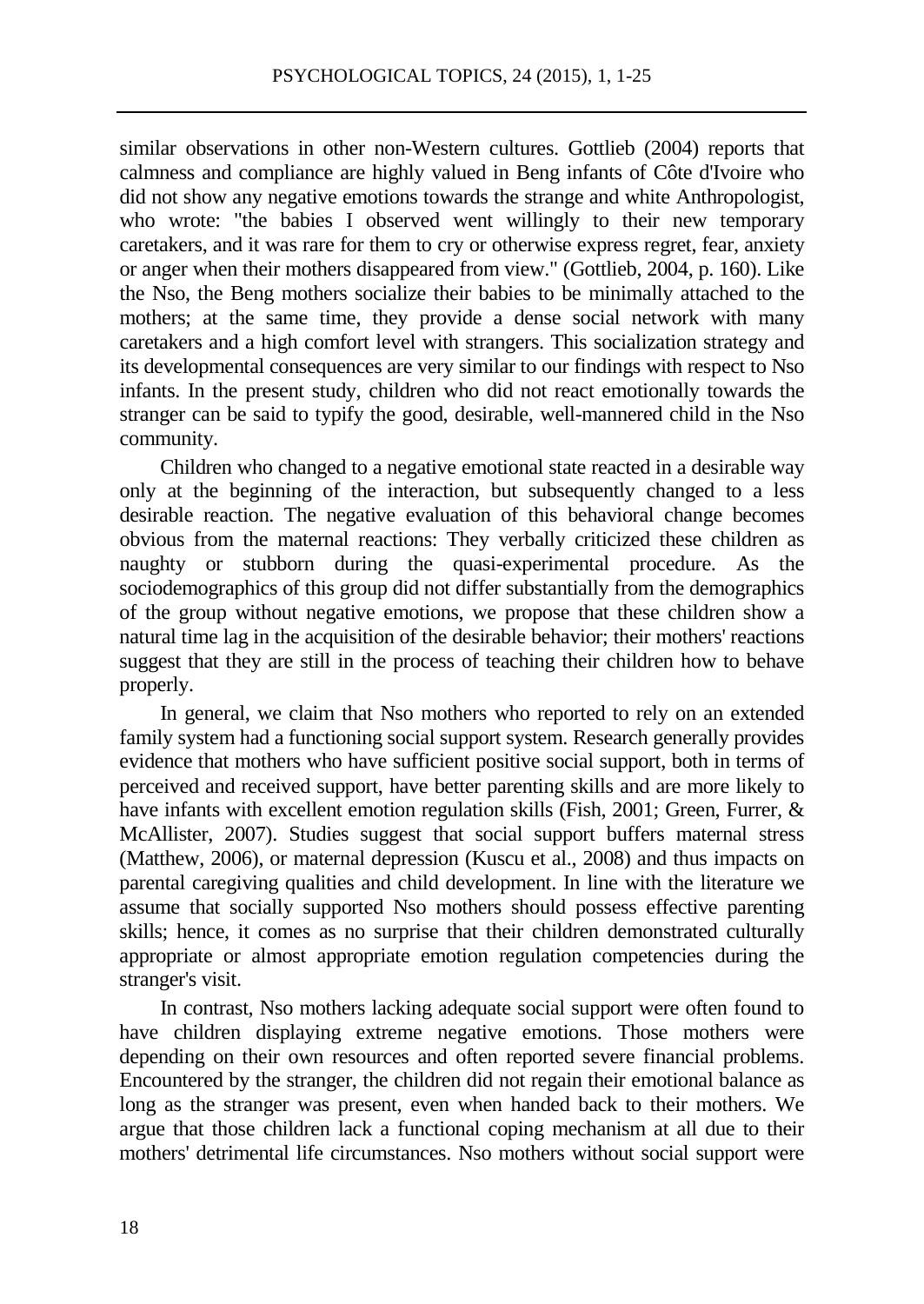similar observations in other non-Western cultures. Gottlieb (2004) reports that calmness and compliance are highly valued in Beng infants of Côte d'Ivoire who did not show any negative emotions towards the strange and white Anthropologist, who wrote: "the babies I observed went willingly to their new temporary caretakers, and it was rare for them to cry or otherwise express regret, fear, anxiety or anger when their mothers disappeared from view." (Gottlieb, 2004, p. 160). Like the Nso, the Beng mothers socialize their babies to be minimally attached to the mothers; at the same time, they provide a dense social network with many caretakers and a high comfort level with strangers. This socialization strategy and its developmental consequences are very similar to our findings with respect to Nso infants. In the present study, children who did not react emotionally towards the stranger can be said to typify the good, desirable, well-mannered child in the Nso community.

Children who changed to a negative emotional state reacted in a desirable way only at the beginning of the interaction, but subsequently changed to a less desirable reaction. The negative evaluation of this behavioral change becomes obvious from the maternal reactions: They verbally criticized these children as naughty or stubborn during the quasi-experimental procedure. As the sociodemographics of this group did not differ substantially from the demographics of the group without negative emotions, we propose that these children show a natural time lag in the acquisition of the desirable behavior; their mothers' reactions suggest that they are still in the process of teaching their children how to behave properly.

In general, we claim that Nso mothers who reported to rely on an extended family system had a functioning social support system. Research generally provides evidence that mothers who have sufficient positive social support, both in terms of perceived and received support, have better parenting skills and are more likely to have infants with excellent emotion regulation skills (Fish, 2001; Green, Furrer, & McAllister, 2007). Studies suggest that social support buffers maternal stress (Matthew, 2006), or maternal depression (Kuscu et al., 2008) and thus impacts on parental caregiving qualities and child development. In line with the literature we assume that socially supported Nso mothers should possess effective parenting skills; hence, it comes as no surprise that their children demonstrated culturally appropriate or almost appropriate emotion regulation competencies during the stranger's visit.

In contrast, Nso mothers lacking adequate social support were often found to have children displaying extreme negative emotions. Those mothers were depending on their own resources and often reported severe financial problems. Encountered by the stranger, the children did not regain their emotional balance as long as the stranger was present, even when handed back to their mothers. We argue that those children lack a functional coping mechanism at all due to their mothers' detrimental life circumstances. Nso mothers without social support were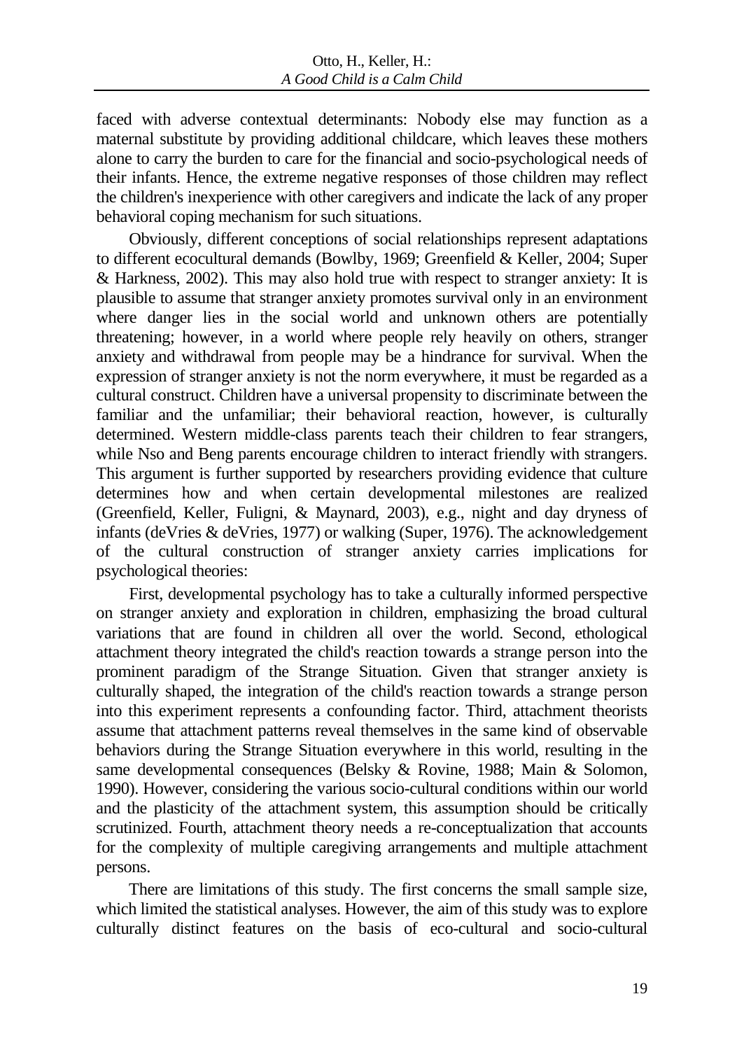faced with adverse contextual determinants: Nobody else may function as a maternal substitute by providing additional childcare, which leaves these mothers alone to carry the burden to care for the financial and socio-psychological needs of their infants. Hence, the extreme negative responses of those children may reflect the children's inexperience with other caregivers and indicate the lack of any proper behavioral coping mechanism for such situations.

Obviously, different conceptions of social relationships represent adaptations to different ecocultural demands (Bowlby, 1969; Greenfield & Keller, 2004; Super & Harkness, 2002). This may also hold true with respect to stranger anxiety: It is plausible to assume that stranger anxiety promotes survival only in an environment where danger lies in the social world and unknown others are potentially threatening; however, in a world where people rely heavily on others, stranger anxiety and withdrawal from people may be a hindrance for survival. When the expression of stranger anxiety is not the norm everywhere, it must be regarded as a cultural construct. Children have a universal propensity to discriminate between the familiar and the unfamiliar; their behavioral reaction, however, is culturally determined. Western middle-class parents teach their children to fear strangers, while Nso and Beng parents encourage children to interact friendly with strangers. This argument is further supported by researchers providing evidence that culture determines how and when certain developmental milestones are realized (Greenfield, Keller, Fuligni, & Maynard, 2003), e.g., night and day dryness of infants (deVries & deVries, 1977) or walking (Super, 1976). The acknowledgement of the cultural construction of stranger anxiety carries implications for psychological theories:

First, developmental psychology has to take a culturally informed perspective on stranger anxiety and exploration in children, emphasizing the broad cultural variations that are found in children all over the world. Second, ethological attachment theory integrated the child's reaction towards a strange person into the prominent paradigm of the Strange Situation. Given that stranger anxiety is culturally shaped, the integration of the child's reaction towards a strange person into this experiment represents a confounding factor. Third, attachment theorists assume that attachment patterns reveal themselves in the same kind of observable behaviors during the Strange Situation everywhere in this world, resulting in the same developmental consequences (Belsky & Rovine, 1988; Main & Solomon, 1990). However, considering the various socio-cultural conditions within our world and the plasticity of the attachment system, this assumption should be critically scrutinized. Fourth, attachment theory needs a re-conceptualization that accounts for the complexity of multiple caregiving arrangements and multiple attachment persons.

There are limitations of this study. The first concerns the small sample size, which limited the statistical analyses. However, the aim of this study was to explore culturally distinct features on the basis of eco-cultural and socio-cultural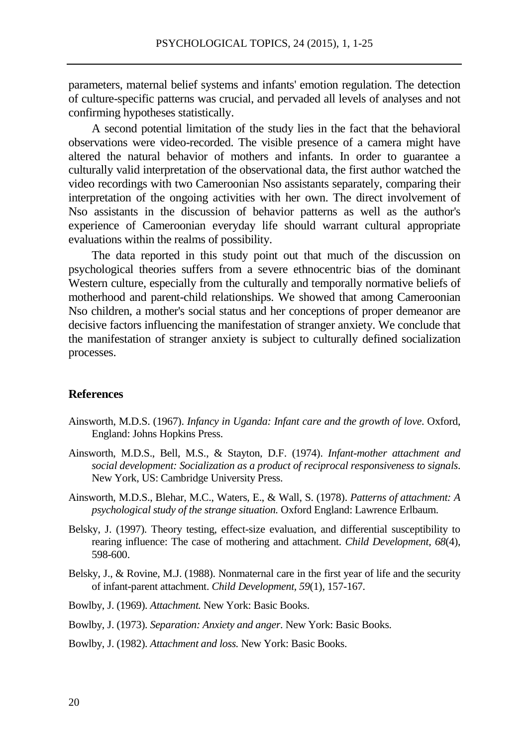parameters, maternal belief systems and infants' emotion regulation. The detection of culture-specific patterns was crucial, and pervaded all levels of analyses and not confirming hypotheses statistically.

A second potential limitation of the study lies in the fact that the behavioral observations were video-recorded. The visible presence of a camera might have altered the natural behavior of mothers and infants. In order to guarantee a culturally valid interpretation of the observational data, the first author watched the video recordings with two Cameroonian Nso assistants separately, comparing their interpretation of the ongoing activities with her own. The direct involvement of Nso assistants in the discussion of behavior patterns as well as the author's experience of Cameroonian everyday life should warrant cultural appropriate evaluations within the realms of possibility.

The data reported in this study point out that much of the discussion on psychological theories suffers from a severe ethnocentric bias of the dominant Western culture, especially from the culturally and temporally normative beliefs of motherhood and parent-child relationships. We showed that among Cameroonian Nso children, a mother's social status and her conceptions of proper demeanor are decisive factors influencing the manifestation of stranger anxiety. We conclude that the manifestation of stranger anxiety is subject to culturally defined socialization processes.

## References

Ainsworth, M.D.S. (1967). *Infancy in Uganda: Infant care and the growth of love*. Oxford, England: Johns Hopkins Press.

Ainsworth, M.D.S., Bell, M.S., & Stayton, D.F. (1974). *Infant-mother attachment and social development: Socialization as a product of reciprocal responsiveness to signals*. New York, US: Cambridge University Press.

Ainsworth, M.D.S., Blehar, M.C., Waters, E., & Wall, S. (1978). *Patterns of attachment: A psychological study of the strange situation.* Oxford England: Lawrence Erlbaum.

Belsky, J. (1997). Theory testing, effect-size evaluation, and differential susceptibility to rearing influence: The case of mothering and attachment. *Child Development, 68*(4), 598-600.

Belsky, J., & Rovine, M.J. (1988). Nonmaternal care in the first year of life and the security of infant-parent attachment. *Child Development, 59*(1), 157-167.

Bowlby, J. (1969). *Attachment.* New York: Basic Books.

Bowlby, J. (1973). *Separation: Anxiety and anger.* New York: Basic Books.

Bowlby, J. (1982). *Attachment and loss.* New York: Basic Books.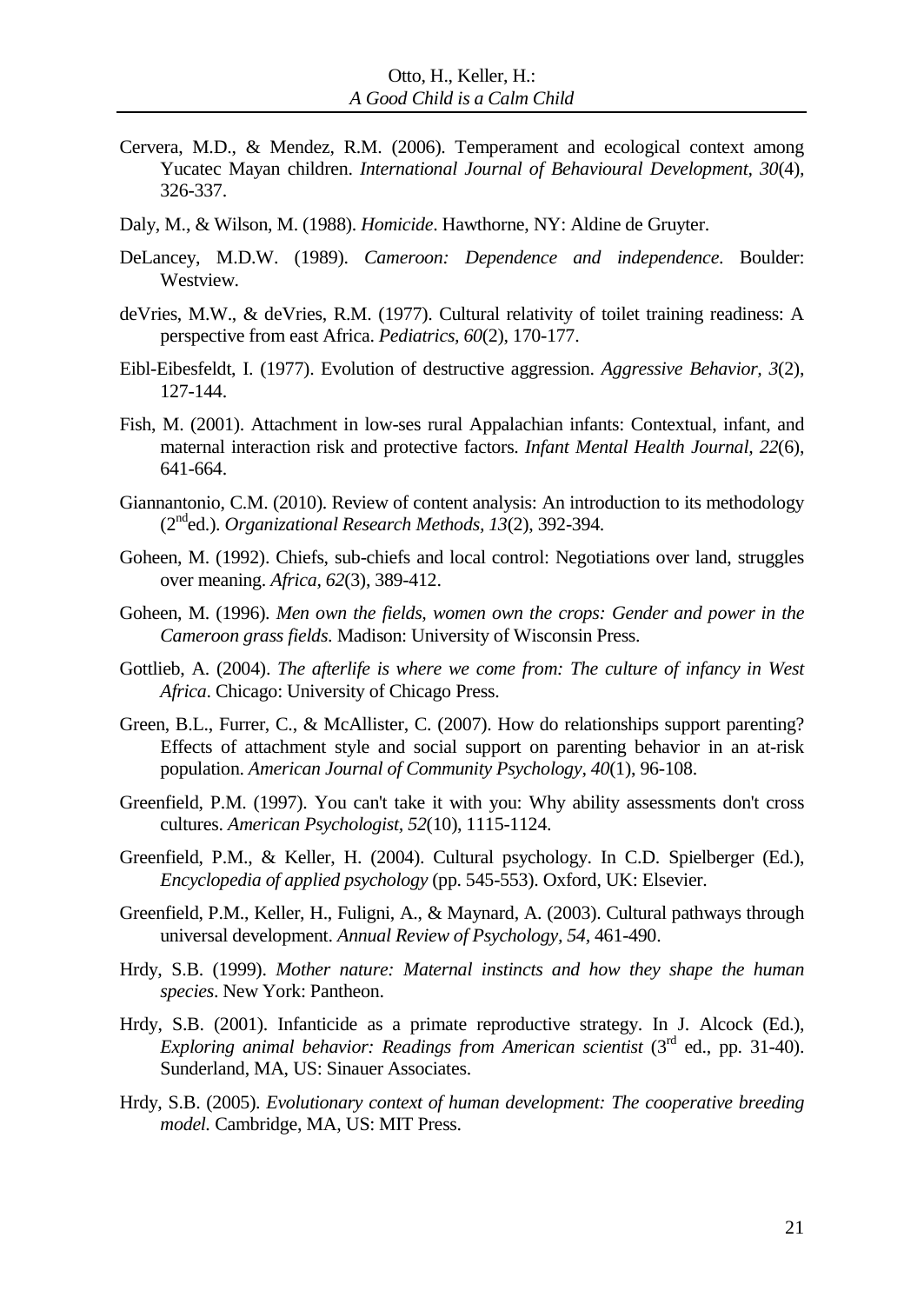Cervera, M.D., & Mendez, R.M. (2006). Temperament and ecological context among Yucatec Mayan children. *International Journal of Behavioural Development, 30*(4), 326-337.

Daly, M., & Wilson, M. (1988). *Homicide*. Hawthorne, NY: Aldine de Gruyter.

DeLancey, M.D.W. (1989). *Cameroon: Dependence and independence*. Boulder: Westview.

deVries, M.W., & deVries, R.M. (1977). Cultural relativity of toilet training readiness: A perspective from east Africa. *Pediatrics, 60*(2), 170-177.

Eibl-Eibesfeldt, I. (1977). Evolution of destructive aggression. *Aggressive Behavior, 3*(2), 127-144.

Fish, M. (2001). Attachment in low-ses rural Appalachian infants: Contextual, infant, and maternal interaction risk and protective factors. *Infant Mental Health Journal, 22*(6), 641-664.

Giannantonio, C.M. (2010). Review of content analysis: An introduction to its methodology (2nd ed.). *Organizational Research Methods, 13*(2), 392-394.

Goheen, M. (1992). Chiefs, sub-chiefs and local control: Negotiations over land, struggles over meaning. *Africa, 62*(3), 389-412.

Goheen, M. (1996). *Men own the fields, women own the crops: Gender and power in the Cameroon grass fields*. Madison: University of Wisconsin Press.

Gottlieb, A. (2004). *The afterlife is where we come from: The culture of infancy in West Africa*. Chicago: University of Chicago Press.

Green, B.L., Furrer, C., & McAllister, C. (2007). How do relationships support parenting? Effects of attachment style and social support on parenting behavior in an at-risk population. *American Journal of Community Psychology, 40*(1), 96-108.

Greenfield, P.M. (1997). You can't take it with you: Why ability assessments don't cross cultures. *American Psychologist, 52*(10), 1115-1124.

Greenfield, P.M., & Keller, H. (2004). Cultural psychology. In C.D. Spielberger (Ed.), *Encyclopedia of applied psychology* (pp. 545-553). Oxford, UK: Elsevier.

Greenfield, P.M., Keller, H., Fuligni, A., & Maynard, A. (2003). Cultural pathways through universal development. *Annual Review of Psychology, 54*, 461-490.

Hrdy, S.B. (1999). *Mother nature: Maternal instincts and how they shape the human species*. New York: Pantheon.

Hrdy, S.B. (2001). Infanticide as a primate reproductive strategy. In J. Alcock (Ed.), *Exploring animal behavior: Readings from American scientist* (3rd ed., pp. 31-40). Sunderland, MA, US: Sinauer Associates.

Hrdy, S.B. (2005). *Evolutionary context of human development: The cooperative breeding model*. Cambridge, MA, US: MIT Press.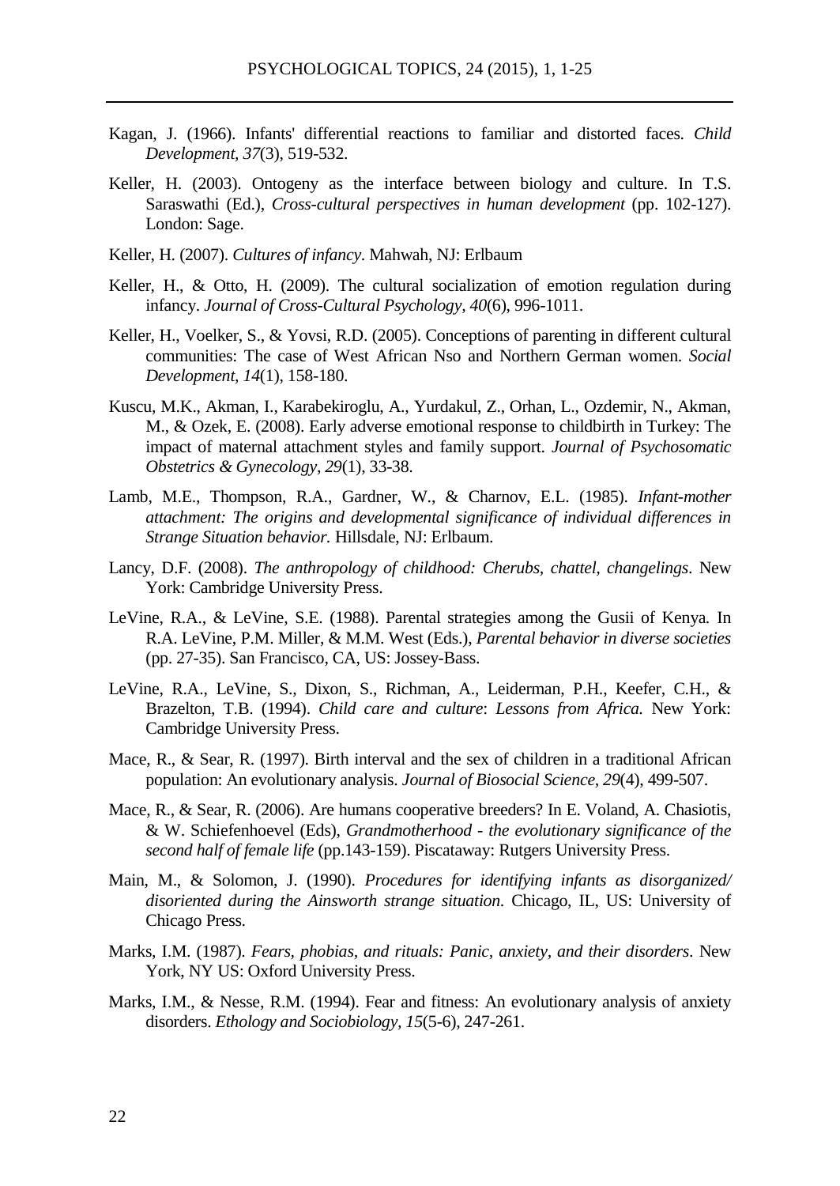Kagan, J. (1966). Infants' differential reactions to familiar and distorted faces. *Child Development, 37*(3), 519-532.

Keller, H. (2003). Ontogeny as the interface between biology and culture. In T.S. Saraswathi (Ed.), *Cross-cultural perspectives in human development* (pp. 102-127). London: Sage.

Keller, H. (2007). *Cultures of infancy*. Mahwah, NJ: Erlbaum

Keller, H., & Otto, H. (2009). The cultural socialization of emotion regulation during infancy. *Journal of Cross-Cultural Psychology, 40*(6), 996-1011.

Keller, H., Voelker, S., & Yovsi, R.D. (2005). Conceptions of parenting in different cultural communities: The case of West African Nso and Northern German women. *Social Development, 14*(1), 158-180.

Kuscu, M.K., Akman, I., Karabekiroglu, A., Yurdakul, Z., Orhan, L., Ozdemir, N., Akman, M., & Ozek, E. (2008). Early adverse emotional response to childbirth in Turkey: The impact of maternal attachment styles and family support. *Journal of Psychosomatic Obstetrics & Gynecology, 29*(1), 33-38.

Lamb, M.E., Thompson, R.A., Gardner, W., & Charnov, E.L. (1985). *Infant-mother attachment: The origins and developmental significance of individual differences in Strange Situation behavior.* Hillsdale, NJ: Erlbaum.

Lancy, D.F. (2008). *The anthropology of childhood: Cherubs, chattel, changelings*. New York: Cambridge University Press.

LeVine, R.A., & LeVine, S.E. (1988). Parental strategies among the Gusii of Kenya. In R.A. LeVine, P.M. Miller, & M.M. West (Eds.), *Parental behavior in diverse societies* (pp. 27-35). San Francisco, CA, US: Jossey-Bass.

LeVine, R.A., LeVine, S., Dixon, S., Richman, A., Leiderman, P.H., Keefer, C.H., & Brazelton, T.B. (1994). *Child care and culture*: *Lessons from Africa.* New York: Cambridge University Press.

Mace, R., & Sear, R. (1997). Birth interval and the sex of children in a traditional African population: An evolutionary analysis. *Journal of Biosocial Science, 29*(4), 499-507.

Mace, R., & Sear, R. (2006). Are humans cooperative breeders? In E. Voland, A. Chasiotis, & W. Schiefenhoevel (Eds), *Grandmotherhood - the evolutionary significance of the second half of female life* (pp.143-159). Piscataway: Rutgers University Press.

Main, M., & Solomon, J. (1990). *Procedures for identifying infants as disorganized/ disoriented during the Ainsworth strange situation*. Chicago, IL, US: University of Chicago Press.

Marks, I.M. (1987). *Fears, phobias, and rituals: Panic, anxiety, and their disorders*. New York, NY US: Oxford University Press.

Marks, I.M., & Nesse, R.M. (1994). Fear and fitness: An evolutionary analysis of anxiety disorders. *Ethology and Sociobiology, 15*(5-6), 247-261.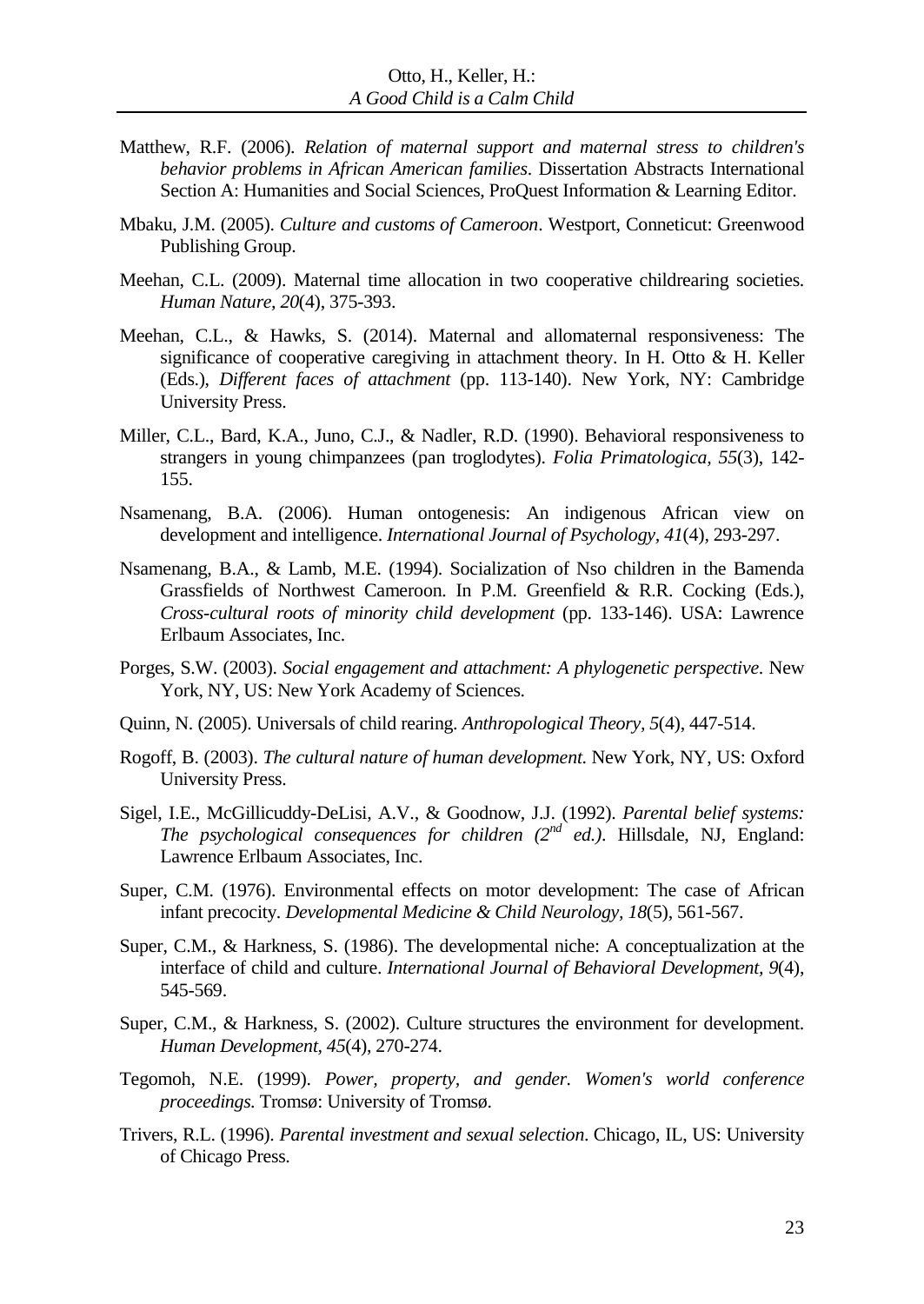Matthew, R.F. (2006). *Relation of maternal support and maternal stress to children's behavior problems in African American families*. Dissertation Abstracts International Section A: Humanities and Social Sciences, ProQuest Information & Learning Editor.

Mbaku, J.M. (2005). *Culture and customs of Cameroon*. Westport, Conneticut: Greenwood Publishing Group.

Meehan, C.L. (2009). Maternal time allocation in two cooperative childrearing societies. *Human Nature, 20*(4), 375-393.

Meehan, C.L., & Hawks, S. (2014). Maternal and allomaternal responsiveness: The significance of cooperative caregiving in attachment theory. In H. Otto & H. Keller (Eds.), *Different faces of attachment* (pp. 113-140). New York, NY: Cambridge University Press.

Miller, C.L., Bard, K.A., Juno, C.J., & Nadler, R.D. (1990). Behavioral responsiveness to strangers in young chimpanzees (pan troglodytes). *Folia Primatologica, 55*(3), 142-155.

Nsamenang, B.A. (2006). Human ontogenesis: An indigenous African view on development and intelligence. *International Journal of Psychology, 41*(4), 293-297.

Nsamenang, B.A., & Lamb, M.E. (1994). Socialization of Nso children in the Bamenda Grassfields of Northwest Cameroon. In P.M. Greenfield & R.R. Cocking (Eds.), *Cross-cultural roots of minority child development* (pp. 133-146). USA: Lawrence Erlbaum Associates, Inc.

Porges, S.W. (2003). *Social engagement and attachment: A phylogenetic perspective*. New York, NY, US: New York Academy of Sciences.

Quinn, N. (2005). Universals of child rearing. *Anthropological Theory, 5*(4), 447-514.

Rogoff, B. (2003). *The cultural nature of human development*. New York, NY, US: Oxford University Press.

Sigel, I.E., McGillicuddy-DeLisi, A.V., & Goodnow, J.J. (1992). *Parental belief systems: The psychological consequences for children (2nd ed.)*. Hillsdale, NJ, England: Lawrence Erlbaum Associates, Inc.

Super, C.M. (1976). Environmental effects on motor development: The case of African infant precocity. *Developmental Medicine & Child Neurology, 18*(5), 561-567.

Super, C.M., & Harkness, S. (1986). The developmental niche: A conceptualization at the interface of child and culture. *International Journal of Behavioral Development, 9*(4), 545-569.

Super, C.M., & Harkness, S. (2002). Culture structures the environment for development. *Human Development, 45*(4), 270-274.

Tegomoh, N.E. (1999). *Power, property, and gender. Women's world conference proceedings*. Tromsø: University of Tromsø.

Trivers, R.L. (1996). *Parental investment and sexual selection*. Chicago, IL, US: University of Chicago Press.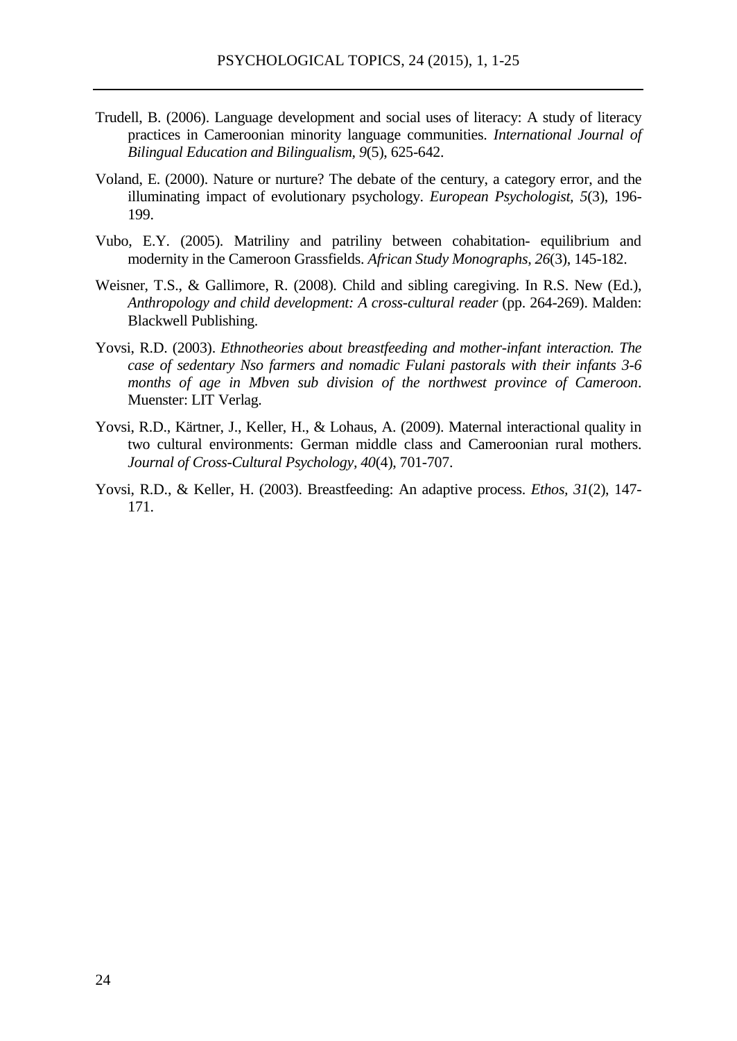Trudell, B. (2006). Language development and social uses of literacy: A study of literacy practices in Cameroonian minority language communities. *International Journal of Bilingual Education and Bilingualism, 9*(5), 625-642.

Voland, E. (2000). Nature or nurture? The debate of the century, a category error, and the illuminating impact of evolutionary psychology. *European Psychologist, 5*(3), 196-199.

Vubo, E.Y. (2005). Matriliny and patriliny between cohabitation- equilibrium and modernity in the Cameroon Grassfields. *African Study Monographs, 26*(3), 145-182.

Weisner, T.S., & Gallimore, R. (2008). Child and sibling caregiving. In R.S. New (Ed.), *Anthropology and child development: A cross-cultural reader* (pp. 264-269). Malden: Blackwell Publishing.

Yovsi, R.D. (2003). *Ethnotheories about breastfeeding and mother-infant interaction. The case of sedentary Nso farmers and nomadic Fulani pastorals with their infants 3-6 months of age in Mbven sub division of the northwest province of Cameroon*. Muenster: LIT Verlag.

Yovsi, R.D., Kärtner, J., Keller, H., & Lohaus, A. (2009). Maternal interactional quality in two cultural environments: German middle class and Cameroonian rural mothers. *Journal of Cross-Cultural Psychology, 40*(4), 701-707.

Yovsi, R.D., & Keller, H. (2003). Breastfeeding: An adaptive process. *Ethos, 31*(2), 147-171.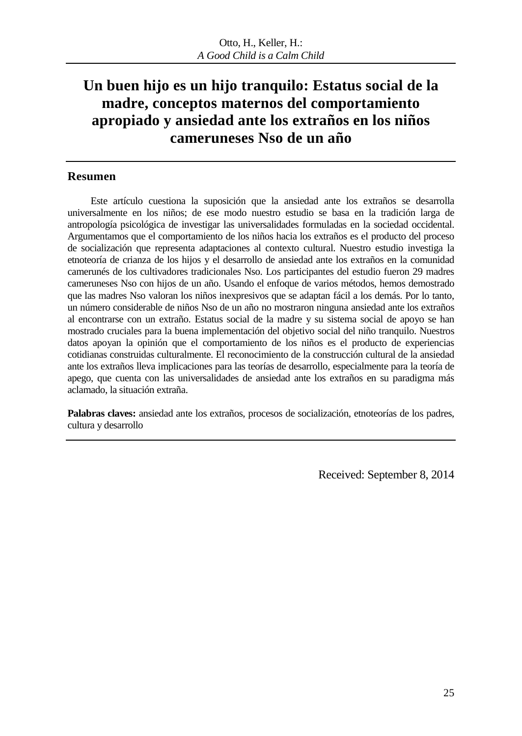# Un buen hijo es un hijo tranquilo: Estatus social de la madre, conceptos maternos del comportamiento apropiado y ansiedad ante los extraños en los niños cameruneses Nso de un año

## Resumen

Este artículo cuestiona la suposición que la ansiedad ante los extraños se desarrolla universalmente en los niños; de ese modo nuestro estudio se basa en la tradición larga de antropología psicológica de investigar las universalidades formuladas en la sociedad occidental. Argumentamos que el comportamiento de los niños hacia los extraños es el producto del proceso de socialización que representa adaptaciones al contexto cultural. Nuestro estudio investiga la etnoteoría de crianza de los hijos y el desarrollo de ansiedad ante los extraños en la comunidad camerunés de los cultivadores tradicionales Nso. Los participantes del estudio fueron 29 madres cameruneses Nso con hijos de un año. Usando el enfoque de varios métodos, hemos demostrado que las madres Nso valoran los niños inexpresivos que se adaptan fácil a los demás. Por lo tanto, un número considerable de niños Nso de un año no mostraron ninguna ansiedad ante los extraños al encontrarse con un extraño. Estatus social de la madre y su sistema social de apoyo se han mostrado cruciales para la buena implementación del objetivo social del niño tranquilo. Nuestros datos apoyan la opinión que el comportamiento de los niños es el producto de experiencias cotidianas construidas culturalmente. El reconocimiento de la construcción cultural de la ansiedad ante los extraños lleva implicaciones para las teorías de desarrollo, especialmente para la teoría de apego, que cuenta con las universalidades de ansiedad ante los extraños en su paradigma más aclamado, la situación extraña.

**Palabras claves:** ansiedad ante los extraños, procesos de socialización, etnoteorías de los padres, cultura y desarrollo

Received: September 8, 2014